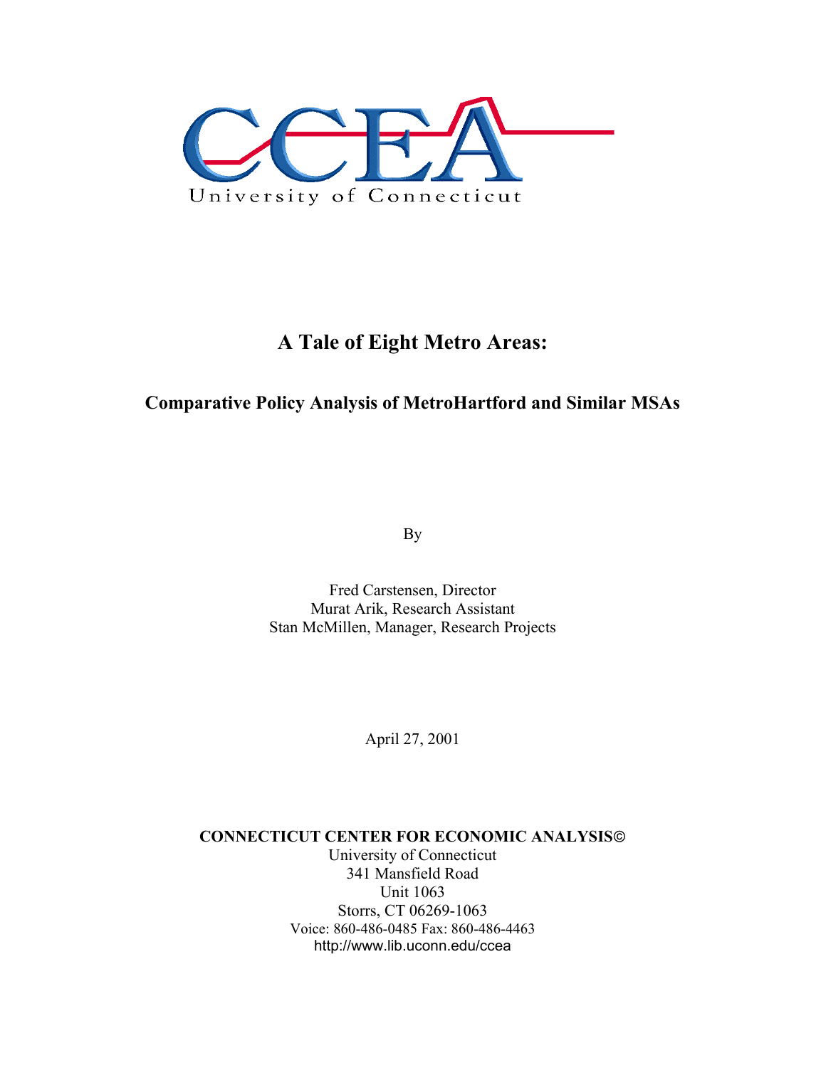CCEA

University of Connecticut

# A Tale of Eight Metro Areas:

## Comparative Policy Analysis of MetroHartford and Similar MSAs

By

Fred Carstensen, Director
Murat Arik, Research Assistant
Stan McMillen, Manager, Research Projects

April 27, 2001

**CONNECTICUT CENTER FOR ECONOMIC ANALYSIS©**
University of Connecticut
341 Mansfield Road
Unit 1063
Storrs, CT 06269-1063
Voice: 860-486-0485 Fax: 860-486-4463
http://www.lib.uconn.edu/ccea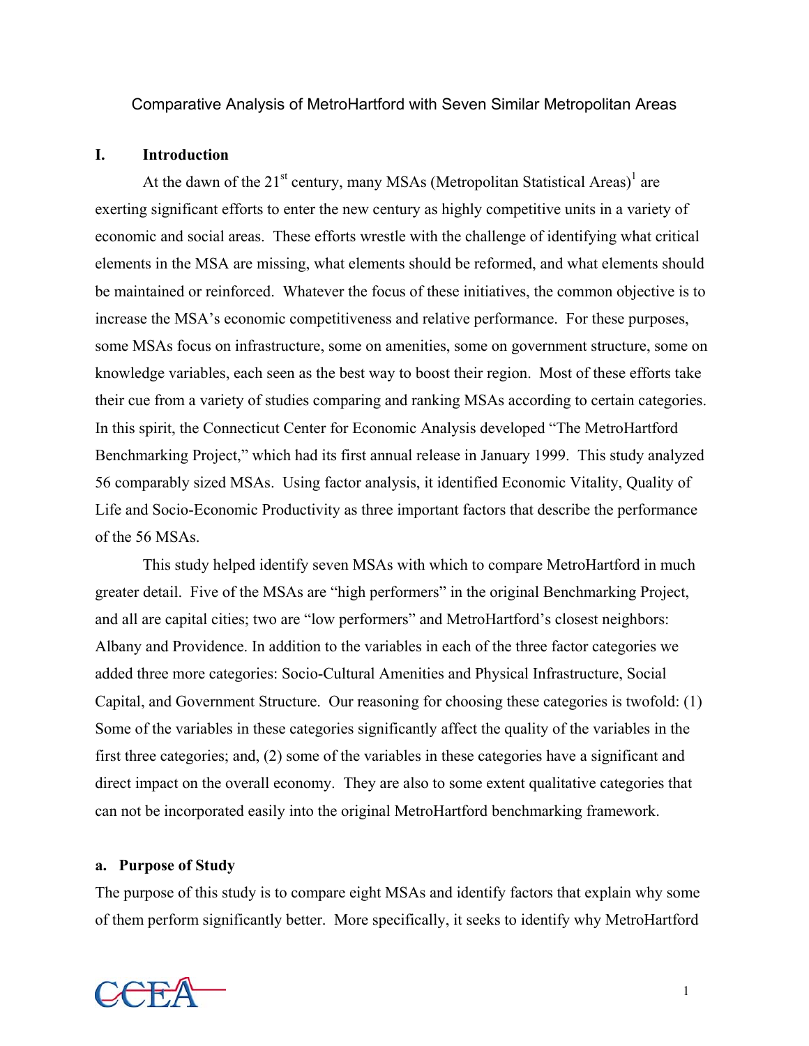Comparative Analysis of MetroHartford with Seven Similar Metropolitan Areas

## I. Introduction

At the dawn of the 21st century, many MSAs (Metropolitan Statistical Areas)[1] are exerting significant efforts to enter the new century as highly competitive units in a variety of economic and social areas. These efforts wrestle with the challenge of identifying what critical elements in the MSA are missing, what elements should be reformed, and what elements should be maintained or reinforced. Whatever the focus of these initiatives, the common objective is to increase the MSA's economic competitiveness and relative performance. For these purposes, some MSAs focus on infrastructure, some on amenities, some on government structure, some on knowledge variables, each seen as the best way to boost their region. Most of these efforts take their cue from a variety of studies comparing and ranking MSAs according to certain categories. In this spirit, the Connecticut Center for Economic Analysis developed "The MetroHartford Benchmarking Project," which had its first annual release in January 1999. This study analyzed 56 comparably sized MSAs. Using factor analysis, it identified Economic Vitality, Quality of Life and Socio-Economic Productivity as three important factors that describe the performance of the 56 MSAs.

This study helped identify seven MSAs with which to compare MetroHartford in much greater detail. Five of the MSAs are "high performers" in the original Benchmarking Project, and all are capital cities; two are "low performers" and MetroHartford's closest neighbors: Albany and Providence. In addition to the variables in each of the three factor categories we added three more categories: Socio-Cultural Amenities and Physical Infrastructure, Social Capital, and Government Structure. Our reasoning for choosing these categories is twofold: (1) Some of the variables in these categories significantly affect the quality of the variables in the first three categories; and, (2) some of the variables in these categories have a significant and direct impact on the overall economy. They are also to some extent qualitative categories that can not be incorporated easily into the original MetroHartford benchmarking framework.

### a. Purpose of Study

The purpose of this study is to compare eight MSAs and identify factors that explain why some of them perform significantly better. More specifically, it seeks to identify why MetroHartford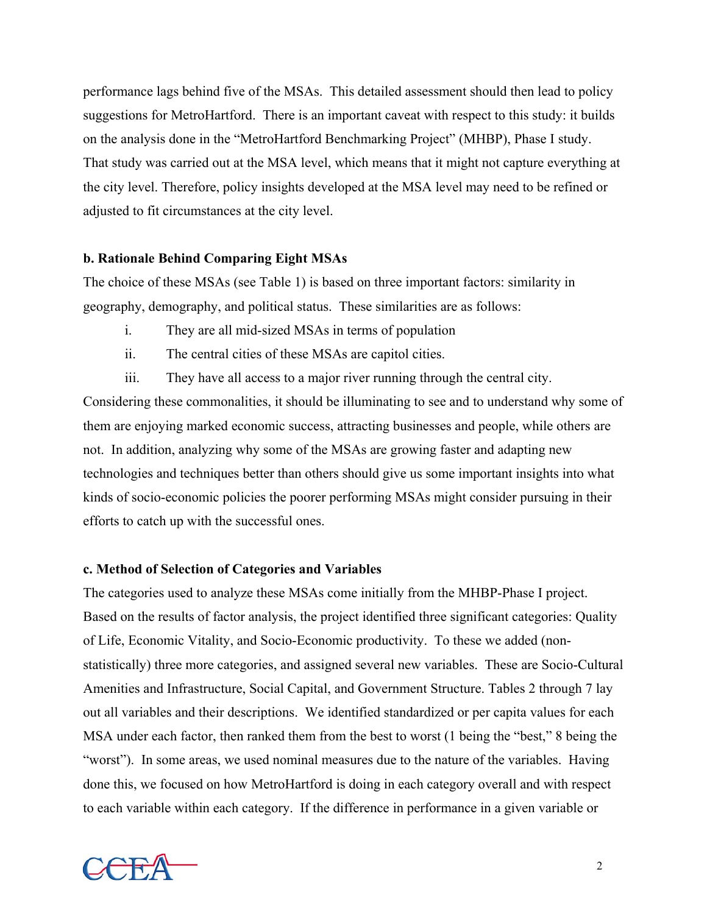performance lags behind five of the MSAs. This detailed assessment should then lead to policy suggestions for MetroHartford. There is an important caveat with respect to this study: it builds on the analysis done in the "MetroHartford Benchmarking Project" (MHBP), Phase I study. That study was carried out at the MSA level, which means that it might not capture everything at the city level. Therefore, policy insights developed at the MSA level may need to be refined or adjusted to fit circumstances at the city level.

**b. Rationale Behind Comparing Eight MSAs**

The choice of these MSAs (see Table 1) is based on three important factors: similarity in geography, demography, and political status. These similarities are as follows:

i. They are all mid-sized MSAs in terms of population

ii. The central cities of these MSAs are capitol cities.

iii. They have all access to a major river running through the central city.

Considering these commonalities, it should be illuminating to see and to understand why some of them are enjoying marked economic success, attracting businesses and people, while others are not. In addition, analyzing why some of the MSAs are growing faster and adapting new technologies and techniques better than others should give us some important insights into what kinds of socio-economic policies the poorer performing MSAs might consider pursuing in their efforts to catch up with the successful ones.

**c. Method of Selection of Categories and Variables**

The categories used to analyze these MSAs come initially from the MHBP-Phase I project. Based on the results of factor analysis, the project identified three significant categories: Quality of Life, Economic Vitality, and Socio-Economic productivity. To these we added (non-statistically) three more categories, and assigned several new variables. These are Socio-Cultural Amenities and Infrastructure, Social Capital, and Government Structure. Tables 2 through 7 lay out all variables and their descriptions. We identified standardized or per capita values for each MSA under each factor, then ranked them from the best to worst (1 being the "best," 8 being the "worst"). In some areas, we used nominal measures due to the nature of the variables. Having done this, we focused on how MetroHartford is doing in each category overall and with respect to each variable within each category. If the difference in performance in a given variable or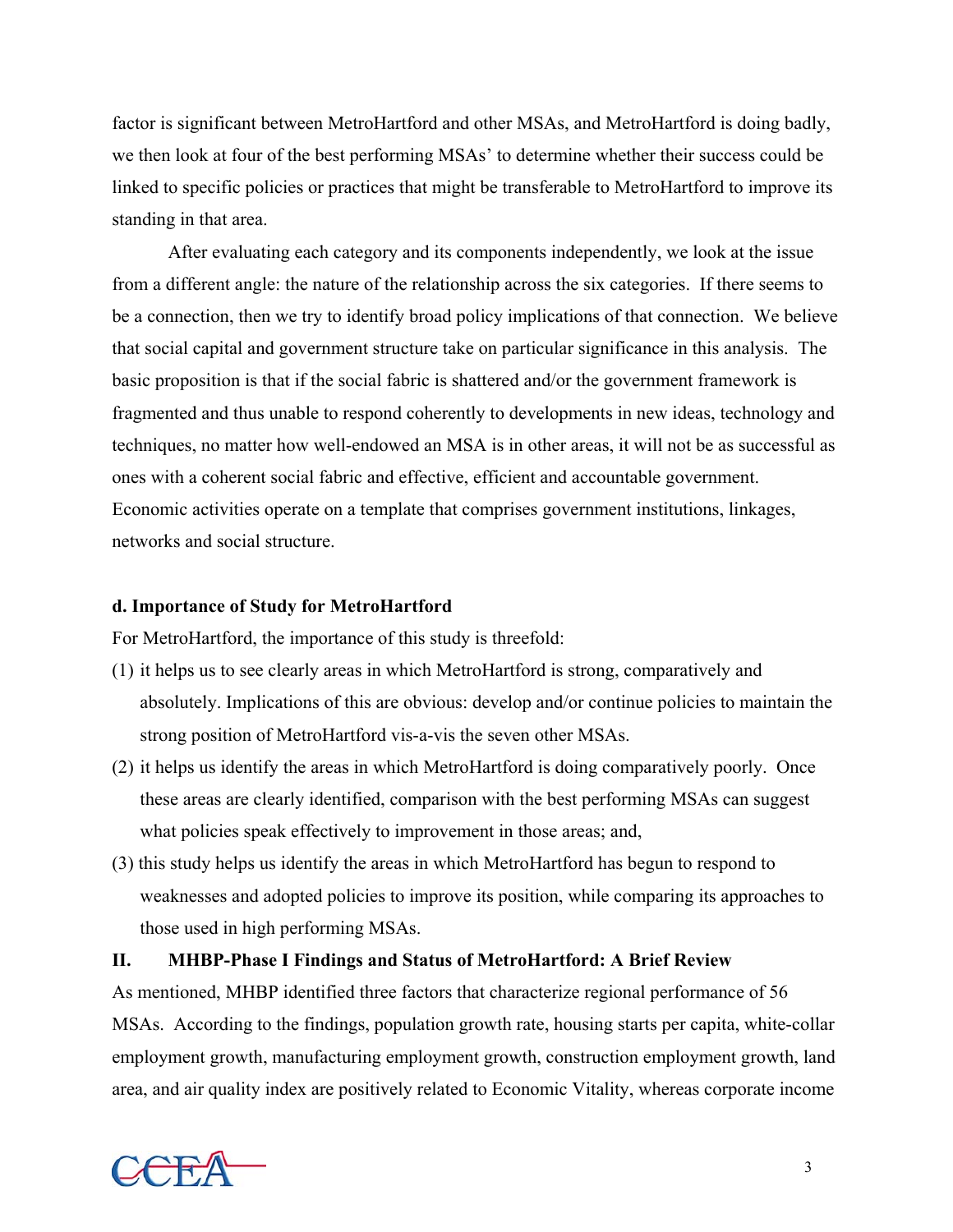factor is significant between MetroHartford and other MSAs, and MetroHartford is doing badly, we then look at four of the best performing MSAs' to determine whether their success could be linked to specific policies or practices that might be transferable to MetroHartford to improve its standing in that area.

After evaluating each category and its components independently, we look at the issue from a different angle: the nature of the relationship across the six categories. If there seems to be a connection, then we try to identify broad policy implications of that connection. We believe that social capital and government structure take on particular significance in this analysis. The basic proposition is that if the social fabric is shattered and/or the government framework is fragmented and thus unable to respond coherently to developments in new ideas, technology and techniques, no matter how well-endowed an MSA is in other areas, it will not be as successful as ones with a coherent social fabric and effective, efficient and accountable government. Economic activities operate on a template that comprises government institutions, linkages, networks and social structure.

**d. Importance of Study for MetroHartford**

For MetroHartford, the importance of this study is threefold:

(1) it helps us to see clearly areas in which MetroHartford is strong, comparatively and absolutely. Implications of this are obvious: develop and/or continue policies to maintain the strong position of MetroHartford vis-a-vis the seven other MSAs.

(2) it helps us identify the areas in which MetroHartford is doing comparatively poorly. Once these areas are clearly identified, comparison with the best performing MSAs can suggest what policies speak effectively to improvement in those areas; and,

(3) this study helps us identify the areas in which MetroHartford has begun to respond to weaknesses and adopted policies to improve its position, while comparing its approaches to those used in high performing MSAs.

## II. MHBP-Phase I Findings and Status of MetroHartford: A Brief Review

As mentioned, MHBP identified three factors that characterize regional performance of 56 MSAs. According to the findings, population growth rate, housing starts per capita, white-collar employment growth, manufacturing employment growth, construction employment growth, land area, and air quality index are positively related to Economic Vitality, whereas corporate income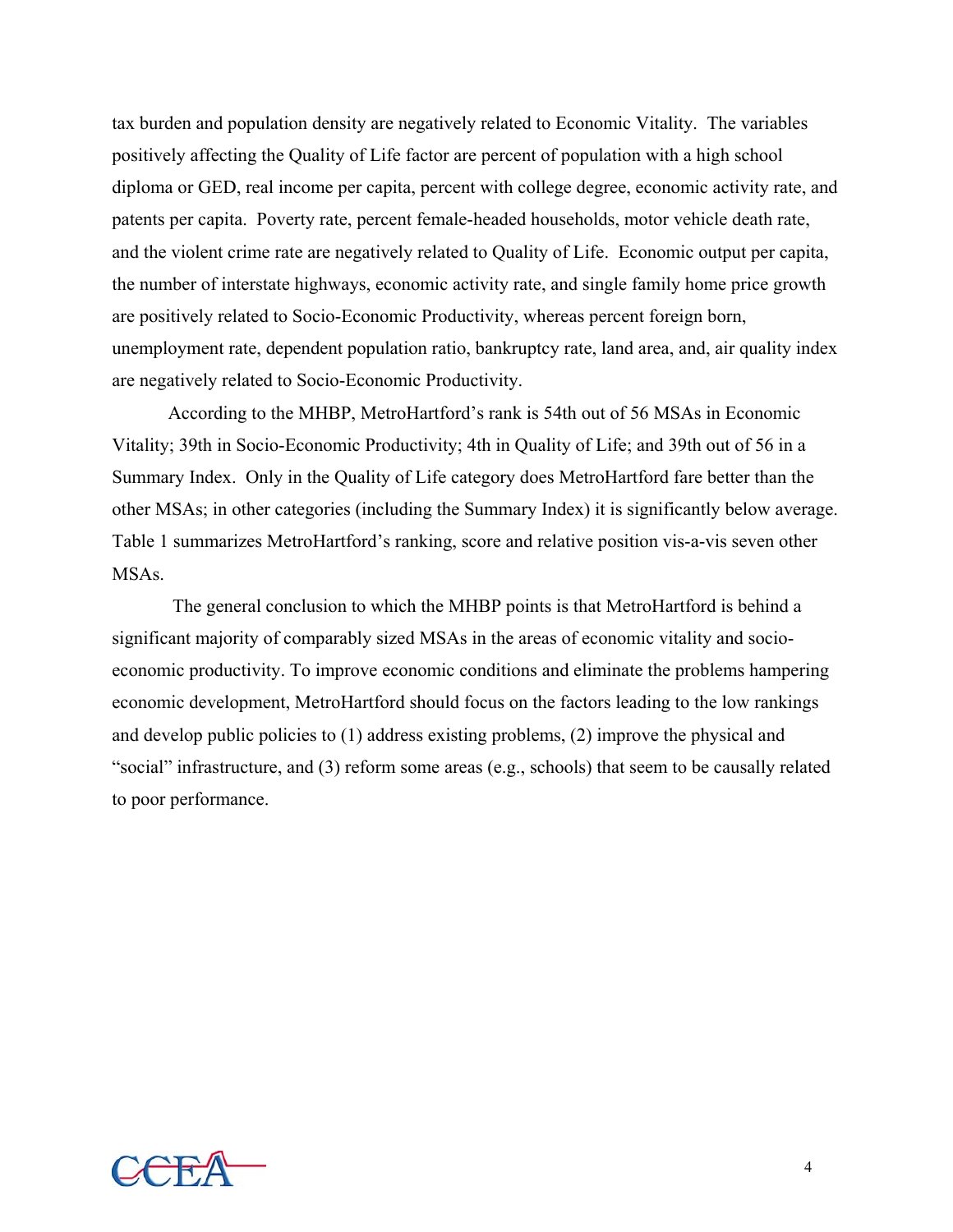tax burden and population density are negatively related to Economic Vitality. The variables positively affecting the Quality of Life factor are percent of population with a high school diploma or GED, real income per capita, percent with college degree, economic activity rate, and patents per capita. Poverty rate, percent female-headed households, motor vehicle death rate, and the violent crime rate are negatively related to Quality of Life. Economic output per capita, the number of interstate highways, economic activity rate, and single family home price growth are positively related to Socio-Economic Productivity, whereas percent foreign born, unemployment rate, dependent population ratio, bankruptcy rate, land area, and, air quality index are negatively related to Socio-Economic Productivity.

According to the MHBP, MetroHartford's rank is 54th out of 56 MSAs in Economic Vitality; 39th in Socio-Economic Productivity; 4th in Quality of Life; and 39th out of 56 in a Summary Index. Only in the Quality of Life category does MetroHartford fare better than the other MSAs; in other categories (including the Summary Index) it is significantly below average. Table 1 summarizes MetroHartford's ranking, score and relative position vis-a-vis seven other MSAs.

The general conclusion to which the MHBP points is that MetroHartford is behind a significant majority of comparably sized MSAs in the areas of economic vitality and socio-economic productivity. To improve economic conditions and eliminate the problems hampering economic development, MetroHartford should focus on the factors leading to the low rankings and develop public policies to (1) address existing problems, (2) improve the physical and "social" infrastructure, and (3) reform some areas (e.g., schools) that seem to be causally related to poor performance.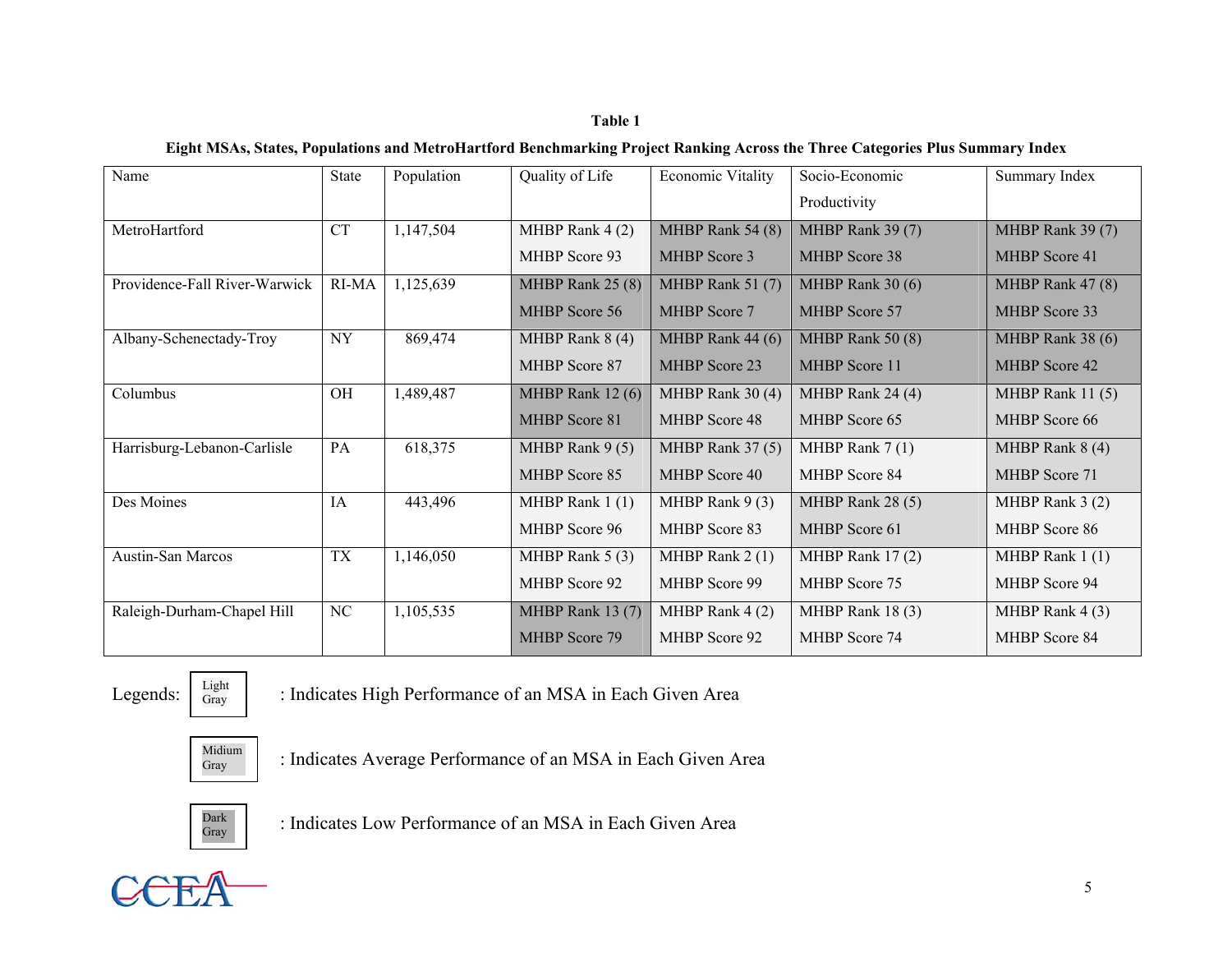**Table 1**

**Eight MSAs, States, Populations and MetroHartford Benchmarking Project Ranking Across the Three Categories Plus Summary Index**

| Name | State | Population | Quality of Life | Economic Vitality | Socio-Economic Productivity | Summary Index |
|---|---|---|---|---|---|---|
| MetroHartford | CT | 1,147,504 | MHBP Rank 4 (2) MHBP Score 93 | MHBP Rank 54 (8) MHBP Score 3 | MHBP Rank 39 (7) MHBP Score 38 | MHBP Rank 39 (7) MHBP Score 41 |
| Providence-Fall River-Warwick | RI-MA | 1,125,639 | MHBP Rank 25 (8) MHBP Score 56 | MHBP Rank 51 (7) MHBP Score 7 | MHBP Rank 30 (6) MHBP Score 57 | MHBP Rank 47 (8) MHBP Score 33 |
| Albany-Schenectady-Troy | NY | 869,474 | MHBP Rank 8 (4) MHBP Score 87 | MHBP Rank 44 (6) MHBP Score 23 | MHBP Rank 50 (8) MHBP Score 11 | MHBP Rank 38 (6) MHBP Score 42 |
| Columbus | OH | 1,489,487 | MHBP Rank 12 (6) MHBP Score 81 | MHBP Rank 30 (4) MHBP Score 48 | MHBP Rank 24 (4) MHBP Score 65 | MHBP Rank 11 (5) MHBP Score 66 |
| Harrisburg-Lebanon-Carlisle | PA | 618,375 | MHBP Rank 9 (5) MHBP Score 85 | MHBP Rank 37 (5) MHBP Score 40 | MHBP Rank 7 (1) MHBP Score 84 | MHBP Rank 8 (4) MHBP Score 71 |
| Des Moines | IA | 443,496 | MHBP Rank 1 (1) MHBP Score 96 | MHBP Rank 9 (3) MHBP Score 83 | MHBP Rank 28 (5) MHBP Score 61 | MHBP Rank 3 (2) MHBP Score 86 |
| Austin-San Marcos | TX | 1,146,050 | MHBP Rank 5 (3) MHBP Score 92 | MHBP Rank 2 (1) MHBP Score 99 | MHBP Rank 17 (2) MHBP Score 75 | MHBP Rank 1 (1) MHBP Score 94 |
| Raleigh-Durham-Chapel Hill | NC | 1,105,535 | MHBP Rank 13 (7) MHBP Score 79 | MHBP Rank 4 (2) MHBP Score 92 | MHBP Rank 18 (3) MHBP Score 74 | MHBP Rank 4 (3) MHBP Score 84 |

Legends:

Light Gray : Indicates High Performance of an MSA in Each Given Area

Midium Gray : Indicates Average Performance of an MSA in Each Given Area

Dark Gray : Indicates Low Performance of an MSA in Each Given Area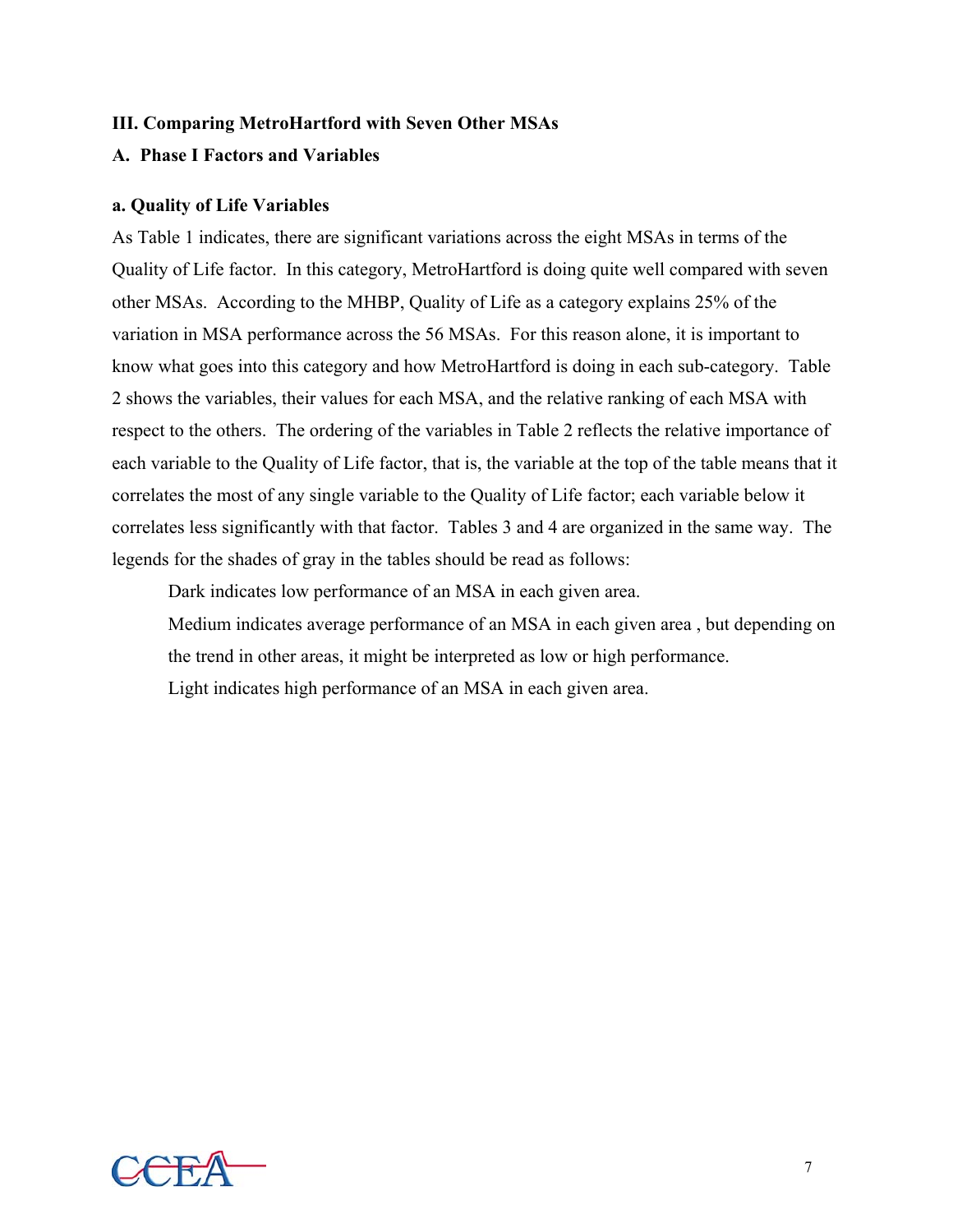### III. Comparing MetroHartford with Seven Other MSAs

### A. Phase I Factors and Variables

#### a. Quality of Life Variables

As Table 1 indicates, there are significant variations across the eight MSAs in terms of the Quality of Life factor. In this category, MetroHartford is doing quite well compared with seven other MSAs. According to the MHBP, Quality of Life as a category explains 25% of the variation in MSA performance across the 56 MSAs. For this reason alone, it is important to know what goes into this category and how MetroHartford is doing in each sub-category. Table 2 shows the variables, their values for each MSA, and the relative ranking of each MSA with respect to the others. The ordering of the variables in Table 2 reflects the relative importance of each variable to the Quality of Life factor, that is, the variable at the top of the table means that it correlates the most of any single variable to the Quality of Life factor; each variable below it correlates less significantly with that factor. Tables 3 and 4 are organized in the same way. The legends for the shades of gray in the tables should be read as follows:

Dark indicates low performance of an MSA in each given area.

Medium indicates average performance of an MSA in each given area , but depending on the trend in other areas, it might be interpreted as low or high performance.

Light indicates high performance of an MSA in each given area.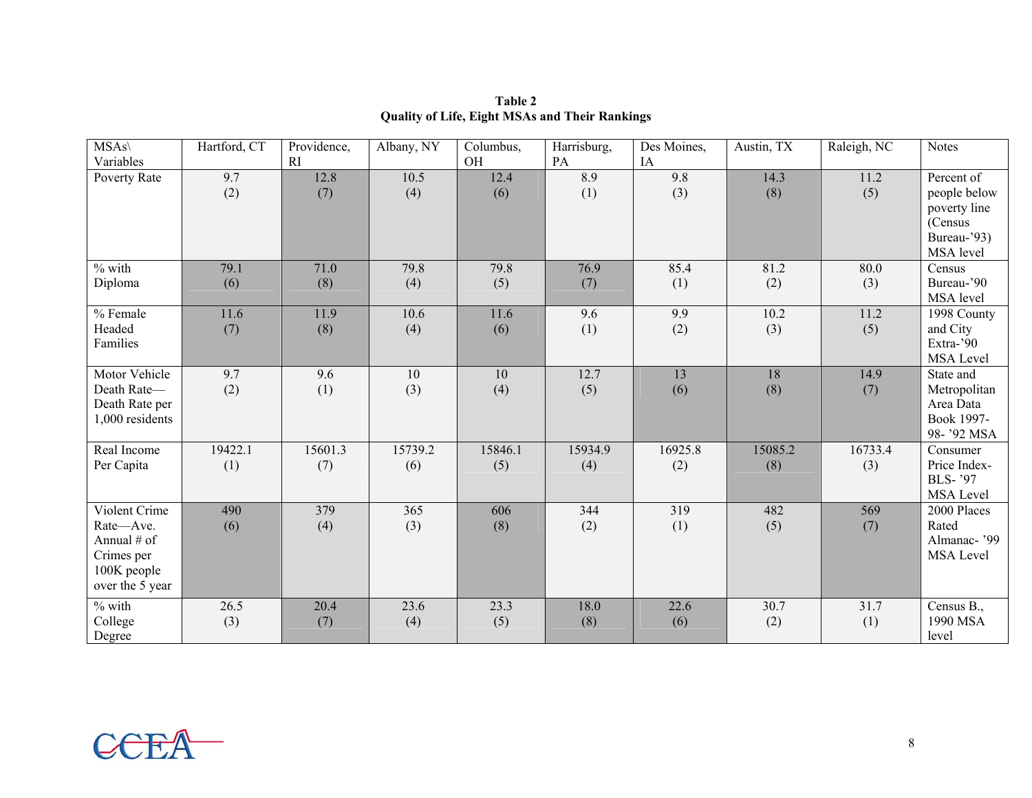**Table 2**
**Quality of Life, Eight MSAs and Their Rankings**

| MSAs\ Variables | Hartford, CT | Providence, RI | Albany, NY | Columbus, OH | Harrisburg, PA | Des Moines, IA | Austin, TX | Raleigh, NC | Notes |
|---|---|---|---|---|---|---|---|---|---|
| Poverty Rate | 9.7 (2) | 12.8 (7) | 10.5 (4) | 12.4 (6) | 8.9 (1) | 9.8 (3) | 14.3 (8) | 11.2 (5) | Percent of people below poverty line (Census Bureau-'93) MSA level |
| % with Diploma | 79.1 (6) | 71.0 (8) | 79.8 (4) | 79.8 (5) | 76.9 (7) | 85.4 (1) | 81.2 (2) | 80.0 (3) | Census Bureau-'90 MSA level |
| % Female Headed Families | 11.6 (7) | 11.9 (8) | 10.6 (4) | 11.6 (6) | 9.6 (1) | 9.9 (2) | 10.2 (3) | 11.2 (5) | 1998 County and City Extra-'90 MSA Level |
| Motor Vehicle Death Rate—Death Rate per 1,000 residents | 9.7 (2) | 9.6 (1) | 10 (3) | 10 (4) | 12.7 (5) | 13 (6) | 18 (8) | 14.9 (7) | State and Metropolitan Area Data Book 1997-98- '92 MSA |
| Real Income Per Capita | 19422.1 (1) | 15601.3 (7) | 15739.2 (6) | 15846.1 (5) | 15934.9 (4) | 16925.8 (2) | 15085.2 (8) | 16733.4 (3) | Consumer Price Index-BLS- '97 MSA Level |
| Violent Crime Rate—Ave. Annual # of Crimes per 100K people over the 5 year | 490 (6) | 379 (4) | 365 (3) | 606 (8) | 344 (2) | 319 (1) | 482 (5) | 569 (7) | 2000 Places Rated Almanac- '99 MSA Level |
| % with College Degree | 26.5 (3) | 20.4 (7) | 23.6 (4) | 23.3 (5) | 18.0 (8) | 22.6 (6) | 30.7 (2) | 31.7 (1) | Census B., 1990 MSA level |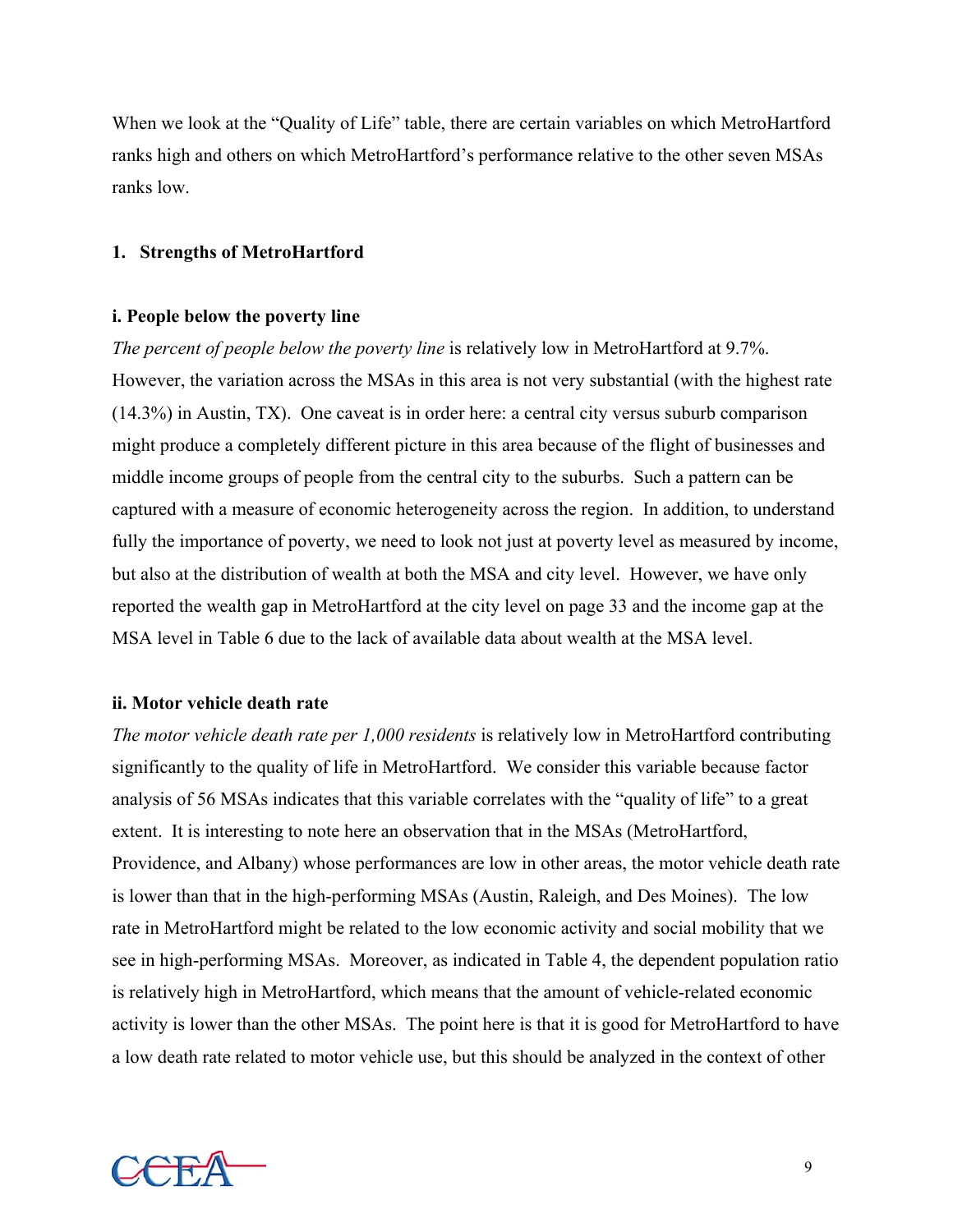When we look at the "Quality of Life" table, there are certain variables on which MetroHartford ranks high and others on which MetroHartford's performance relative to the other seven MSAs ranks low.

## 1. Strengths of MetroHartford

### i. People below the poverty line

*The percent of people below the poverty line* is relatively low in MetroHartford at 9.7%. However, the variation across the MSAs in this area is not very substantial (with the highest rate (14.3%) in Austin, TX). One caveat is in order here: a central city versus suburb comparison might produce a completely different picture in this area because of the flight of businesses and middle income groups of people from the central city to the suburbs. Such a pattern can be captured with a measure of economic heterogeneity across the region. In addition, to understand fully the importance of poverty, we need to look not just at poverty level as measured by income, but also at the distribution of wealth at both the MSA and city level. However, we have only reported the wealth gap in MetroHartford at the city level on page 33 and the income gap at the MSA level in Table 6 due to the lack of available data about wealth at the MSA level.

### ii. Motor vehicle death rate

*The motor vehicle death rate per 1,000 residents* is relatively low in MetroHartford contributing significantly to the quality of life in MetroHartford. We consider this variable because factor analysis of 56 MSAs indicates that this variable correlates with the "quality of life" to a great extent. It is interesting to note here an observation that in the MSAs (MetroHartford, Providence, and Albany) whose performances are low in other areas, the motor vehicle death rate is lower than that in the high-performing MSAs (Austin, Raleigh, and Des Moines). The low rate in MetroHartford might be related to the low economic activity and social mobility that we see in high-performing MSAs. Moreover, as indicated in Table 4, the dependent population ratio is relatively high in MetroHartford, which means that the amount of vehicle-related economic activity is lower than the other MSAs. The point here is that it is good for MetroHartford to have a low death rate related to motor vehicle use, but this should be analyzed in the context of other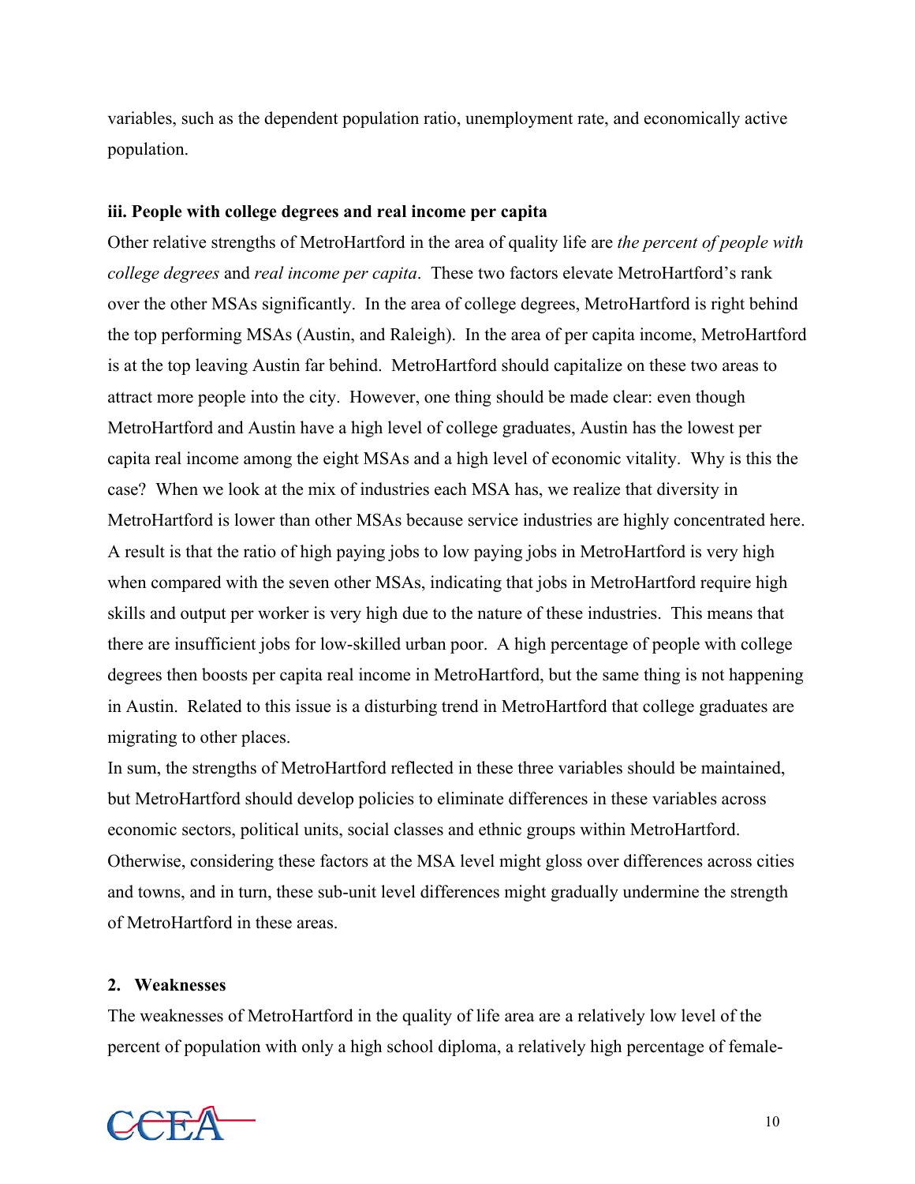variables, such as the dependent population ratio, unemployment rate, and economically active population.

### iii. People with college degrees and real income per capita

Other relative strengths of MetroHartford in the area of quality life are *the percent of people with college degrees* and *real income per capita*. These two factors elevate MetroHartford's rank over the other MSAs significantly. In the area of college degrees, MetroHartford is right behind the top performing MSAs (Austin, and Raleigh). In the area of per capita income, MetroHartford is at the top leaving Austin far behind. MetroHartford should capitalize on these two areas to attract more people into the city. However, one thing should be made clear: even though MetroHartford and Austin have a high level of college graduates, Austin has the lowest per capita real income among the eight MSAs and a high level of economic vitality. Why is this the case? When we look at the mix of industries each MSA has, we realize that diversity in MetroHartford is lower than other MSAs because service industries are highly concentrated here. A result is that the ratio of high paying jobs to low paying jobs in MetroHartford is very high when compared with the seven other MSAs, indicating that jobs in MetroHartford require high skills and output per worker is very high due to the nature of these industries. This means that there are insufficient jobs for low-skilled urban poor. A high percentage of people with college degrees then boosts per capita real income in MetroHartford, but the same thing is not happening in Austin. Related to this issue is a disturbing trend in MetroHartford that college graduates are migrating to other places.

In sum, the strengths of MetroHartford reflected in these three variables should be maintained, but MetroHartford should develop policies to eliminate differences in these variables across economic sectors, political units, social classes and ethnic groups within MetroHartford. Otherwise, considering these factors at the MSA level might gloss over differences across cities and towns, and in turn, these sub-unit level differences might gradually undermine the strength of MetroHartford in these areas.

## 2. Weaknesses

The weaknesses of MetroHartford in the quality of life area are a relatively low level of the percent of population with only a high school diploma, a relatively high percentage of female-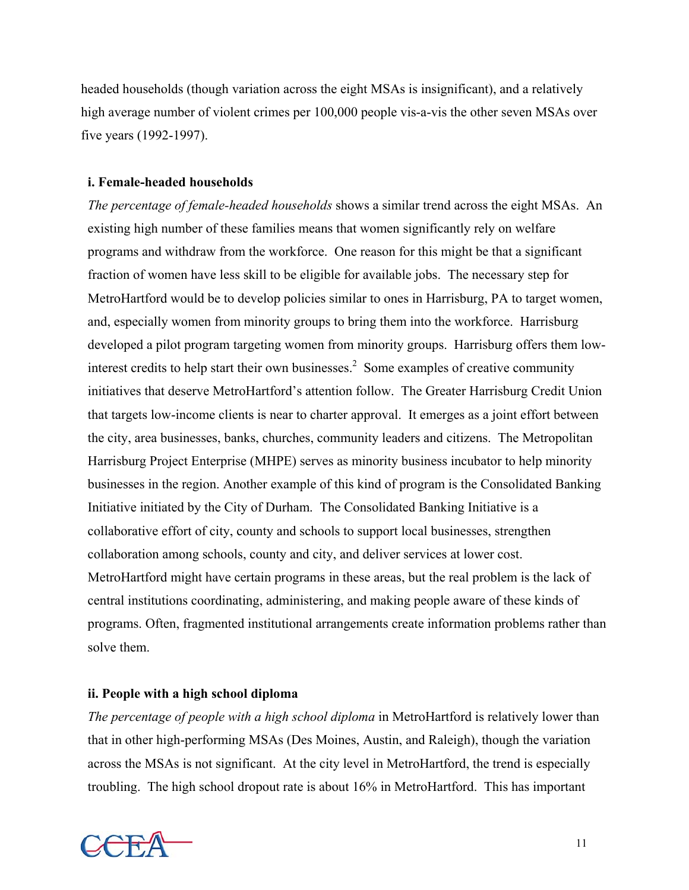headed households (though variation across the eight MSAs is insignificant), and a relatively high average number of violent crimes per 100,000 people vis-a-vis the other seven MSAs over five years (1992-1997).

### i. Female-headed households

*The percentage of female-headed households* shows a similar trend across the eight MSAs. An existing high number of these families means that women significantly rely on welfare programs and withdraw from the workforce. One reason for this might be that a significant fraction of women have less skill to be eligible for available jobs. The necessary step for MetroHartford would be to develop policies similar to ones in Harrisburg, PA to target women, and, especially women from minority groups to bring them into the workforce. Harrisburg developed a pilot program targeting women from minority groups. Harrisburg offers them low-interest credits to help start their own businesses.[2] Some examples of creative community initiatives that deserve MetroHartford's attention follow. The Greater Harrisburg Credit Union that targets low-income clients is near to charter approval. It emerges as a joint effort between the city, area businesses, banks, churches, community leaders and citizens. The Metropolitan Harrisburg Project Enterprise (MHPE) serves as minority business incubator to help minority businesses in the region. Another example of this kind of program is the Consolidated Banking Initiative initiated by the City of Durham. The Consolidated Banking Initiative is a collaborative effort of city, county and schools to support local businesses, strengthen collaboration among schools, county and city, and deliver services at lower cost. MetroHartford might have certain programs in these areas, but the real problem is the lack of central institutions coordinating, administering, and making people aware of these kinds of programs. Often, fragmented institutional arrangements create information problems rather than solve them.

### ii. People with a high school diploma

*The percentage of people with a high school diploma* in MetroHartford is relatively lower than that in other high-performing MSAs (Des Moines, Austin, and Raleigh), though the variation across the MSAs is not significant. At the city level in MetroHartford, the trend is especially troubling. The high school dropout rate is about 16% in MetroHartford. This has important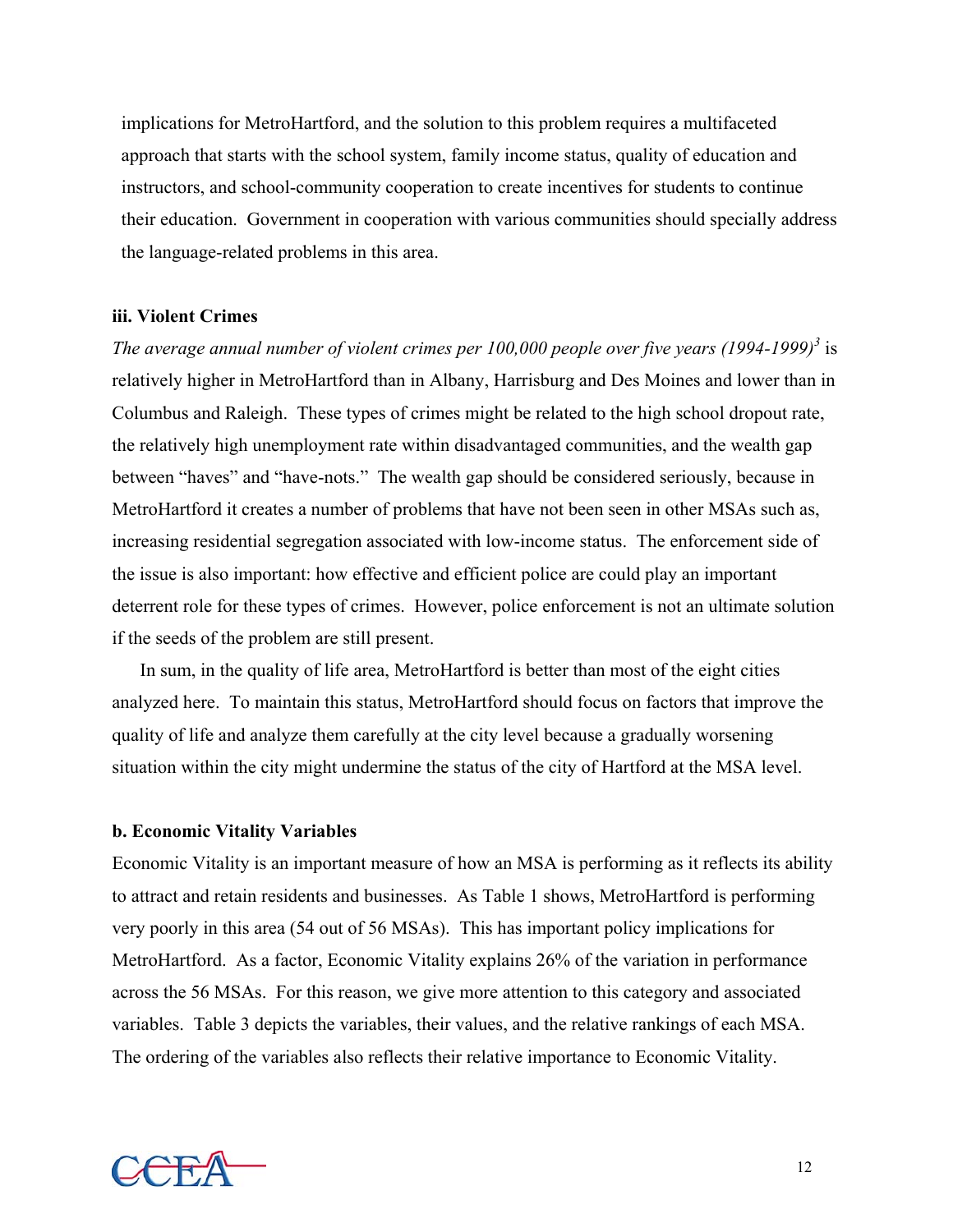implications for MetroHartford, and the solution to this problem requires a multifaceted approach that starts with the school system, family income status, quality of education and instructors, and school-community cooperation to create incentives for students to continue their education. Government in cooperation with various communities should specially address the language-related problems in this area.

**iii. Violent Crimes**

*The average annual number of violent crimes per 100,000 people over five years (1994-1999)*[3] is relatively higher in MetroHartford than in Albany, Harrisburg and Des Moines and lower than in Columbus and Raleigh. These types of crimes might be related to the high school dropout rate, the relatively high unemployment rate within disadvantaged communities, and the wealth gap between "haves" and "have-nots." The wealth gap should be considered seriously, because in MetroHartford it creates a number of problems that have not been seen in other MSAs such as, increasing residential segregation associated with low-income status. The enforcement side of the issue is also important: how effective and efficient police are could play an important deterrent role for these types of crimes. However, police enforcement is not an ultimate solution if the seeds of the problem are still present.

In sum, in the quality of life area, MetroHartford is better than most of the eight cities analyzed here. To maintain this status, MetroHartford should focus on factors that improve the quality of life and analyze them carefully at the city level because a gradually worsening situation within the city might undermine the status of the city of Hartford at the MSA level.

**b. Economic Vitality Variables**

Economic Vitality is an important measure of how an MSA is performing as it reflects its ability to attract and retain residents and businesses. As Table 1 shows, MetroHartford is performing very poorly in this area (54 out of 56 MSAs). This has important policy implications for MetroHartford. As a factor, Economic Vitality explains 26% of the variation in performance across the 56 MSAs. For this reason, we give more attention to this category and associated variables. Table 3 depicts the variables, their values, and the relative rankings of each MSA. The ordering of the variables also reflects their relative importance to Economic Vitality.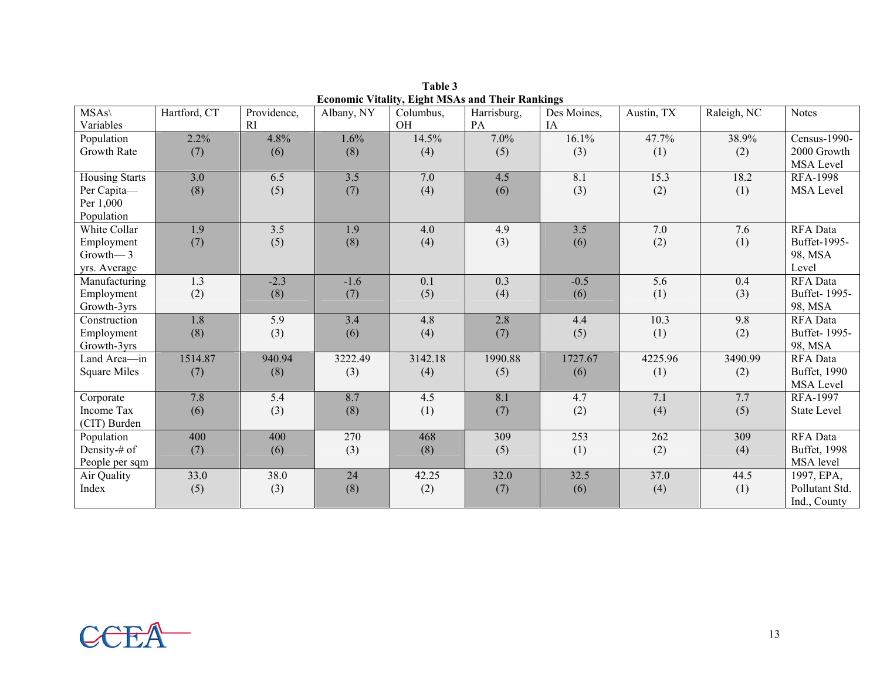**Table 3**
**Economic Vitality, Eight MSAs and Their Rankings**

| MSAs\ Variables | Hartford, CT | Providence, RI | Albany, NY | Columbus, OH | Harrisburg, PA | Des Moines, IA | Austin, TX | Raleigh, NC | Notes |
|---|---|---|---|---|---|---|---|---|---|
| Population Growth Rate | 2.2% (7) | 4.8% (6) | 1.6% (8) | 14.5% (4) | 7.0% (5) | 16.1% (3) | 47.7% (1) | 38.9% (2) | Census-1990-2000 Growth MSA Level |
| Housing Starts Per Capita—Per 1,000 Population | 3.0 (8) | 6.5 (5) | 3.5 (7) | 7.0 (4) | 4.5 (6) | 8.1 (3) | 15.3 (2) | 18.2 (1) | RFA-1998 MSA Level |
| White Collar Employment Growth— 3 yrs. Average | 1.9 (7) | 3.5 (5) | 1.9 (8) | 4.0 (4) | 4.9 (3) | 3.5 (6) | 7.0 (2) | 7.6 (1) | RFA Data Buffet-1995-98, MSA Level |
| Manufacturing Employment Growth-3yrs | 1.3 (2) | -2.3 (8) | -1.6 (7) | 0.1 (5) | 0.3 (4) | -0.5 (6) | 5.6 (1) | 0.4 (3) | RFA Data Buffet- 1995-98, MSA |
| Construction Employment Growth-3yrs | 1.8 (8) | 5.9 (3) | 3.4 (6) | 4.8 (4) | 2.8 (7) | 4.4 (5) | 10.3 (1) | 9.8 (2) | RFA Data Buffet- 1995-98, MSA |
| Land Area—in Square Miles | 1514.87 (7) | 940.94 (8) | 3222.49 (3) | 3142.18 (4) | 1990.88 (5) | 1727.67 (6) | 4225.96 (1) | 3490.99 (2) | RFA Data Buffet, 1990 MSA Level |
| Corporate Income Tax (CIT) Burden | 7.8 (6) | 5.4 (3) | 8.7 (8) | 4.5 (1) | 8.1 (7) | 4.7 (2) | 7.1 (4) | 7.7 (5) | RFA-1997 State Level |
| Population Density-# of People per sqm | 400 (7) | 400 (6) | 270 (3) | 468 (8) | 309 (5) | 253 (1) | 262 (2) | 309 (4) | RFA Data Buffet, 1998 MSA level |
| Air Quality Index | 33.0 (5) | 38.0 (3) | 24 (8) | 42.25 (2) | 32.0 (7) | 32.5 (6) | 37.0 (4) | 44.5 (1) | 1997, EPA, Pollutant Std. Ind., County |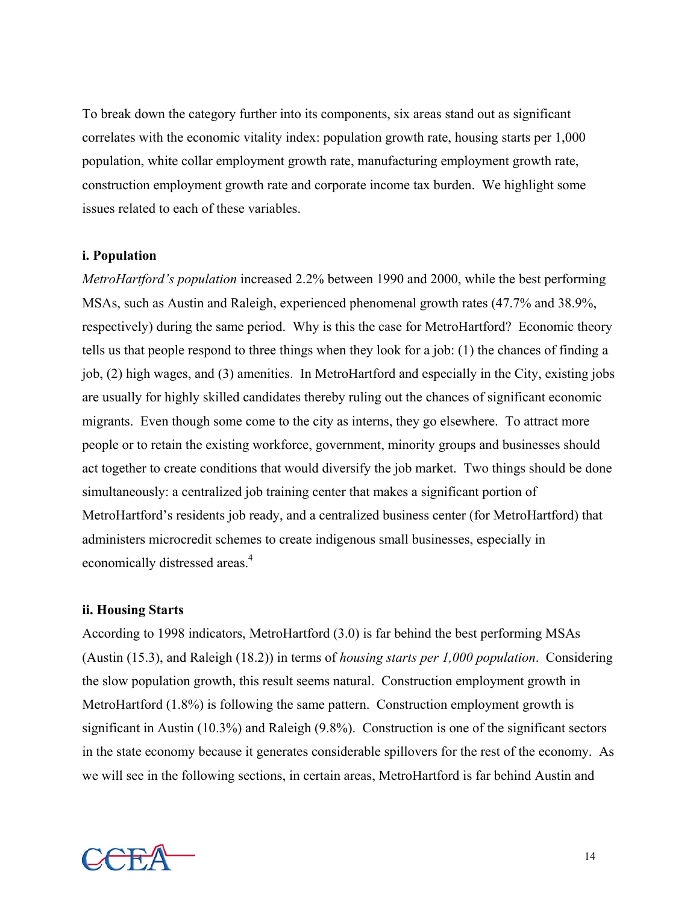To break down the category further into its components, six areas stand out as significant correlates with the economic vitality index: population growth rate, housing starts per 1,000 population, white collar employment growth rate, manufacturing employment growth rate, construction employment growth rate and corporate income tax burden. We highlight some issues related to each of these variables.

**i. Population**

*MetroHartford's population* increased 2.2% between 1990 and 2000, while the best performing MSAs, such as Austin and Raleigh, experienced phenomenal growth rates (47.7% and 38.9%, respectively) during the same period. Why is this the case for MetroHartford? Economic theory tells us that people respond to three things when they look for a job: (1) the chances of finding a job, (2) high wages, and (3) amenities. In MetroHartford and especially in the City, existing jobs are usually for highly skilled candidates thereby ruling out the chances of significant economic migrants. Even though some come to the city as interns, they go elsewhere. To attract more people or to retain the existing workforce, government, minority groups and businesses should act together to create conditions that would diversify the job market. Two things should be done simultaneously: a centralized job training center that makes a significant portion of MetroHartford's residents job ready, and a centralized business center (for MetroHartford) that administers microcredit schemes to create indigenous small businesses, especially in economically distressed areas.[4]

**ii. Housing Starts**

According to 1998 indicators, MetroHartford (3.0) is far behind the best performing MSAs (Austin (15.3), and Raleigh (18.2)) in terms of *housing starts per 1,000 population*. Considering the slow population growth, this result seems natural. Construction employment growth in MetroHartford (1.8%) is following the same pattern. Construction employment growth is significant in Austin (10.3%) and Raleigh (9.8%). Construction is one of the significant sectors in the state economy because it generates considerable spillovers for the rest of the economy. As we will see in the following sections, in certain areas, MetroHartford is far behind Austin and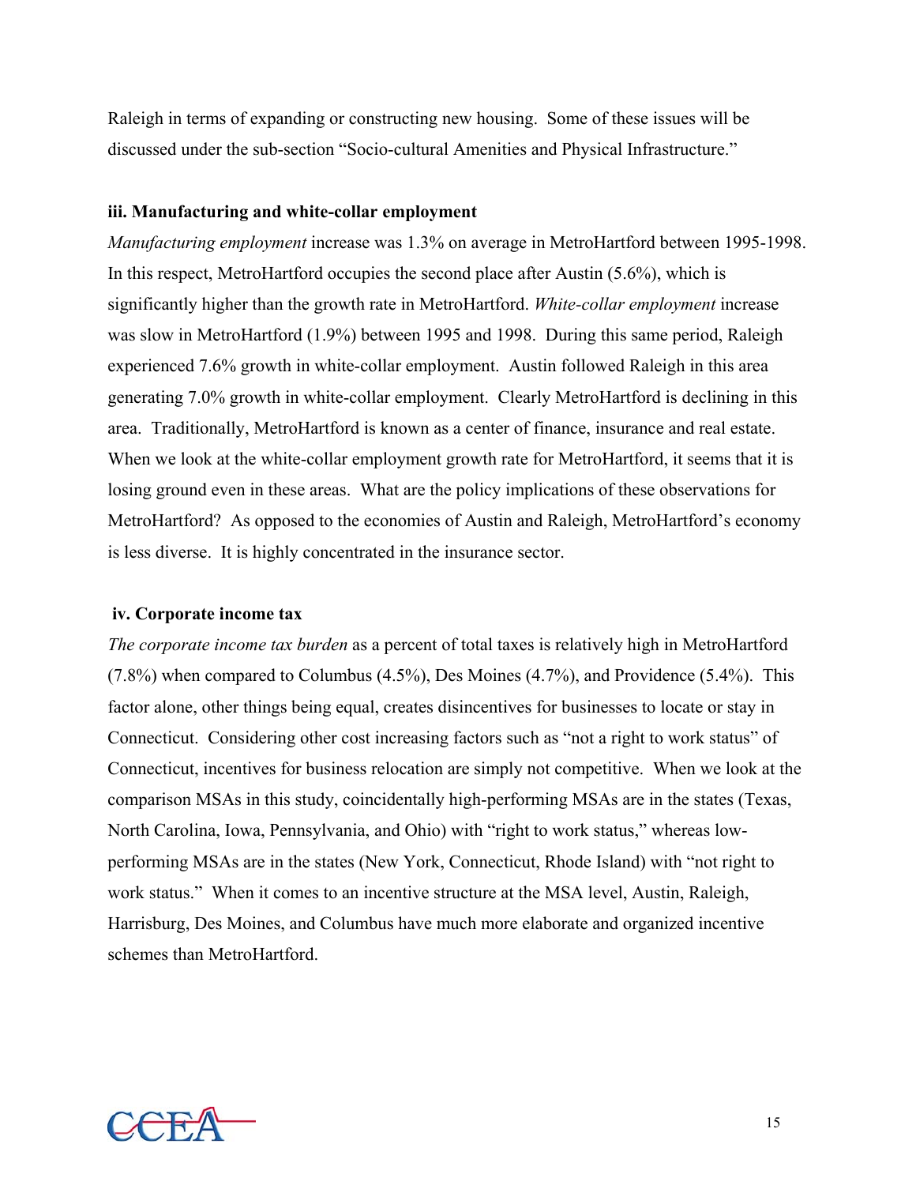Raleigh in terms of expanding or constructing new housing. Some of these issues will be discussed under the sub-section "Socio-cultural Amenities and Physical Infrastructure."

### iii. Manufacturing and white-collar employment

*Manufacturing employment* increase was 1.3% on average in MetroHartford between 1995-1998. In this respect, MetroHartford occupies the second place after Austin (5.6%), which is significantly higher than the growth rate in MetroHartford. *White-collar employment* increase was slow in MetroHartford (1.9%) between 1995 and 1998. During this same period, Raleigh experienced 7.6% growth in white-collar employment. Austin followed Raleigh in this area generating 7.0% growth in white-collar employment. Clearly MetroHartford is declining in this area. Traditionally, MetroHartford is known as a center of finance, insurance and real estate. When we look at the white-collar employment growth rate for MetroHartford, it seems that it is losing ground even in these areas. What are the policy implications of these observations for MetroHartford? As opposed to the economies of Austin and Raleigh, MetroHartford's economy is less diverse. It is highly concentrated in the insurance sector.

### iv. Corporate income tax

*The corporate income tax burden* as a percent of total taxes is relatively high in MetroHartford (7.8%) when compared to Columbus (4.5%), Des Moines (4.7%), and Providence (5.4%). This factor alone, other things being equal, creates disincentives for businesses to locate or stay in Connecticut. Considering other cost increasing factors such as "not a right to work status" of Connecticut, incentives for business relocation are simply not competitive. When we look at the comparison MSAs in this study, coincidentally high-performing MSAs are in the states (Texas, North Carolina, Iowa, Pennsylvania, and Ohio) with "right to work status," whereas low-performing MSAs are in the states (New York, Connecticut, Rhode Island) with "not right to work status." When it comes to an incentive structure at the MSA level, Austin, Raleigh, Harrisburg, Des Moines, and Columbus have much more elaborate and organized incentive schemes than MetroHartford.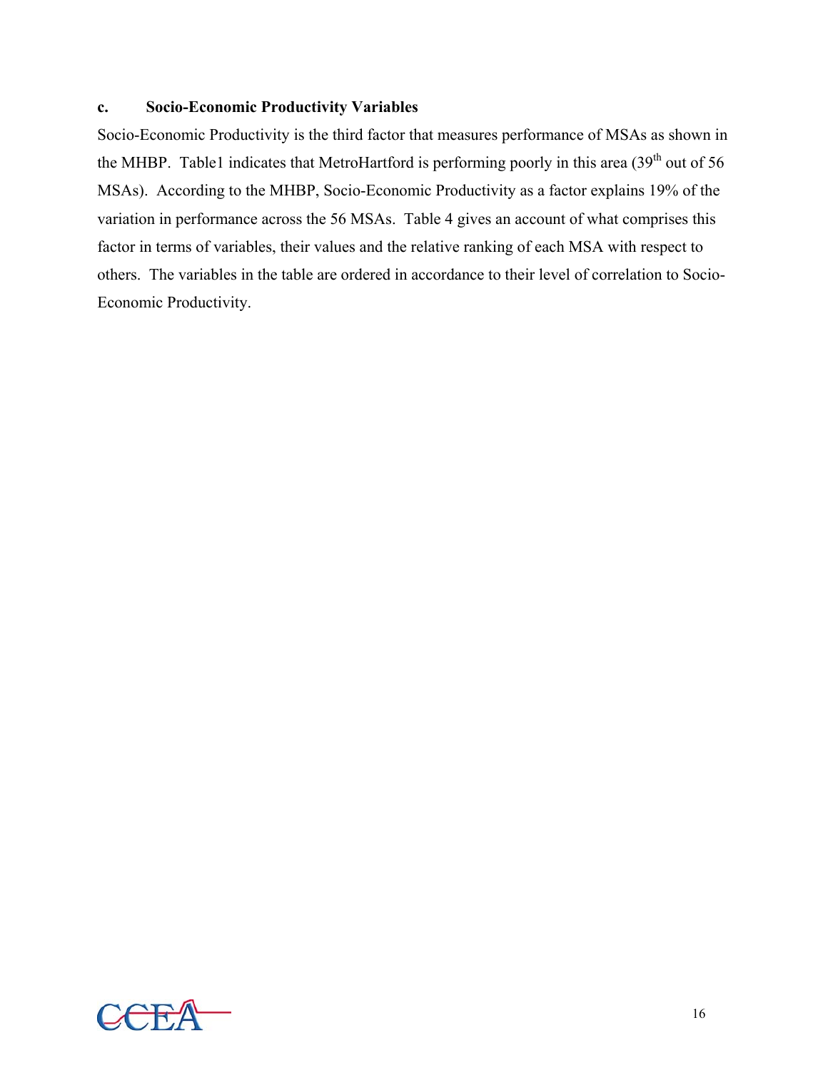### c. Socio-Economic Productivity Variables

Socio-Economic Productivity is the third factor that measures performance of MSAs as shown in the MHBP. Table1 indicates that MetroHartford is performing poorly in this area (39th out of 56 MSAs). According to the MHBP, Socio-Economic Productivity as a factor explains 19% of the variation in performance across the 56 MSAs. Table 4 gives an account of what comprises this factor in terms of variables, their values and the relative ranking of each MSA with respect to others. The variables in the table are ordered in accordance to their level of correlation to Socio-Economic Productivity.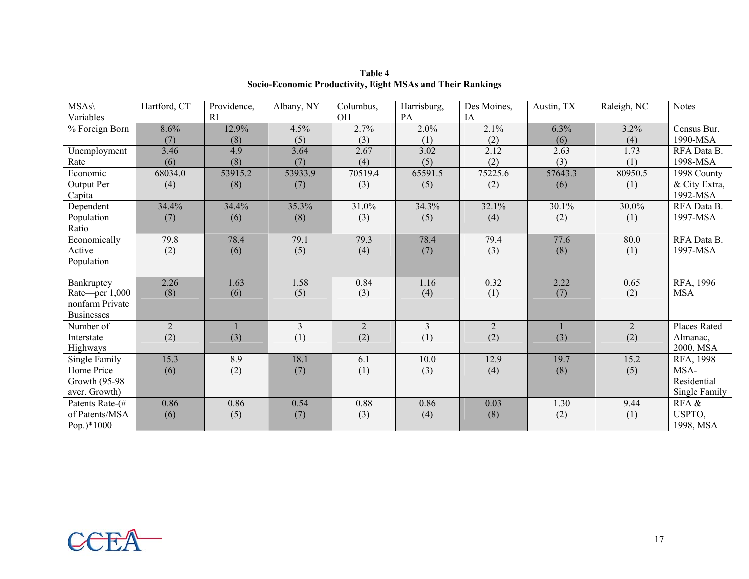**Table 4**
**Socio-Economic Productivity, Eight MSAs and Their Rankings**

| MSAs\ Variables | Hartford, CT | Providence, RI | Albany, NY | Columbus, OH | Harrisburg, PA | Des Moines, IA | Austin, TX | Raleigh, NC | Notes |
|---|---|---|---|---|---|---|---|---|---|
| % Foreign Born | 8.6% (7) | 12.9% (8) | 4.5% (5) | 2.7% (3) | 2.0% (1) | 2.1% (2) | 6.3% (6) | 3.2% (4) | Census Bur. 1990-MSA |
| Unemployment Rate | 3.46 (6) | 4.9 (8) | 3.64 (7) | 2.67 (4) | 3.02 (5) | 2.12 (2) | 2.63 (3) | 1.73 (1) | RFA Data B. 1998-MSA |
| Economic Output Per Capita | 68034.0 (4) | 53915.2 (8) | 53933.9 (7) | 70519.4 (3) | 65591.5 (5) | 75225.6 (2) | 57643.3 (6) | 80950.5 (1) | 1998 County & City Extra, 1992-MSA |
| Dependent Population Ratio | 34.4% (7) | 34.4% (6) | 35.3% (8) | 31.0% (3) | 34.3% (5) | 32.1% (4) | 30.1% (2) | 30.0% (1) | RFA Data B. 1997-MSA |
| Economically Active Population | 79.8 (2) | 78.4 (6) | 79.1 (5) | 79.3 (4) | 78.4 (7) | 79.4 (3) | 77.6 (8) | 80.0 (1) | RFA Data B. 1997-MSA |
| Bankruptcy Rate—per 1,000 nonfarm Private Businesses | 2.26 (8) | 1.63 (6) | 1.58 (5) | 0.84 (3) | 1.16 (4) | 0.32 (1) | 2.22 (7) | 0.65 (2) | RFA, 1996 MSA |
| Number of Interstate Highways | 2 (2) | 1 (3) | 3 (1) | 2 (2) | 3 (1) | 2 (2) | 1 (3) | 2 (2) | Places Rated Almanac, 2000, MSA |
| Single Family Home Price Growth (95-98 aver. Growth) | 15.3 (6) | 8.9 (2) | 18.1 (7) | 6.1 (1) | 10.0 (3) | 12.9 (4) | 19.7 (8) | 15.2 (5) | RFA, 1998 MSA-Residential Single Family |
| Patents Rate-(# of Patents/MSA Pop.)*1000 | 0.86 (6) | 0.86 (5) | 0.54 (7) | 0.88 (3) | 0.86 (4) | 0.03 (8) | 1.30 (2) | 9.44 (1) | RFA & USPTO, 1998, MSA |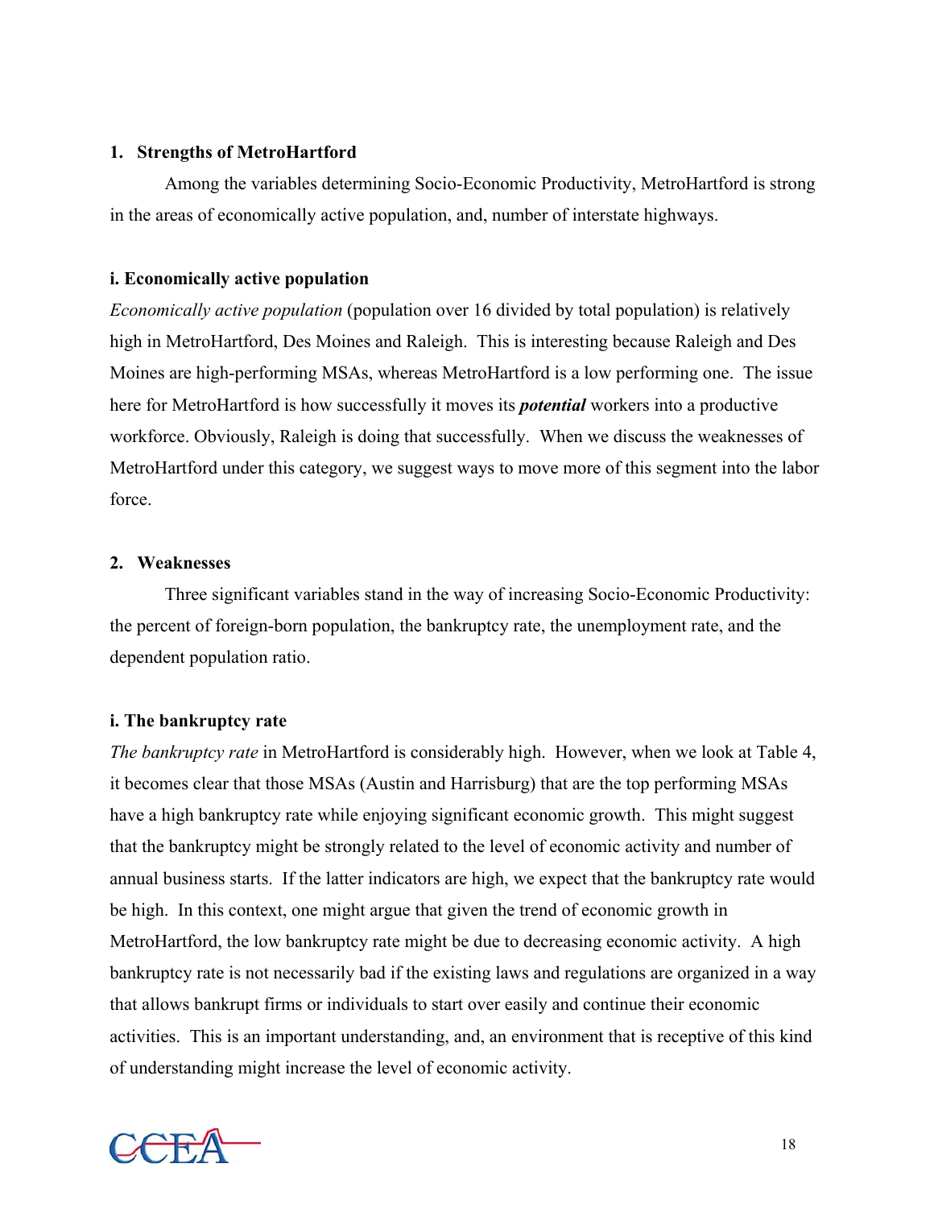**1. Strengths of MetroHartford**

Among the variables determining Socio-Economic Productivity, MetroHartford is strong in the areas of economically active population, and, number of interstate highways.

**i. Economically active population**

*Economically active population* (population over 16 divided by total population) is relatively high in MetroHartford, Des Moines and Raleigh. This is interesting because Raleigh and Des Moines are high-performing MSAs, whereas MetroHartford is a low performing one. The issue here for MetroHartford is how successfully it moves its ***potential*** workers into a productive workforce. Obviously, Raleigh is doing that successfully. When we discuss the weaknesses of MetroHartford under this category, we suggest ways to move more of this segment into the labor force.

**2. Weaknesses**

Three significant variables stand in the way of increasing Socio-Economic Productivity: the percent of foreign-born population, the bankruptcy rate, the unemployment rate, and the dependent population ratio.

**i. The bankruptcy rate**

*The bankruptcy rate* in MetroHartford is considerably high. However, when we look at Table 4, it becomes clear that those MSAs (Austin and Harrisburg) that are the top performing MSAs have a high bankruptcy rate while enjoying significant economic growth. This might suggest that the bankruptcy might be strongly related to the level of economic activity and number of annual business starts. If the latter indicators are high, we expect that the bankruptcy rate would be high. In this context, one might argue that given the trend of economic growth in MetroHartford, the low bankruptcy rate might be due to decreasing economic activity. A high bankruptcy rate is not necessarily bad if the existing laws and regulations are organized in a way that allows bankrupt firms or individuals to start over easily and continue their economic activities. This is an important understanding, and, an environment that is receptive of this kind of understanding might increase the level of economic activity.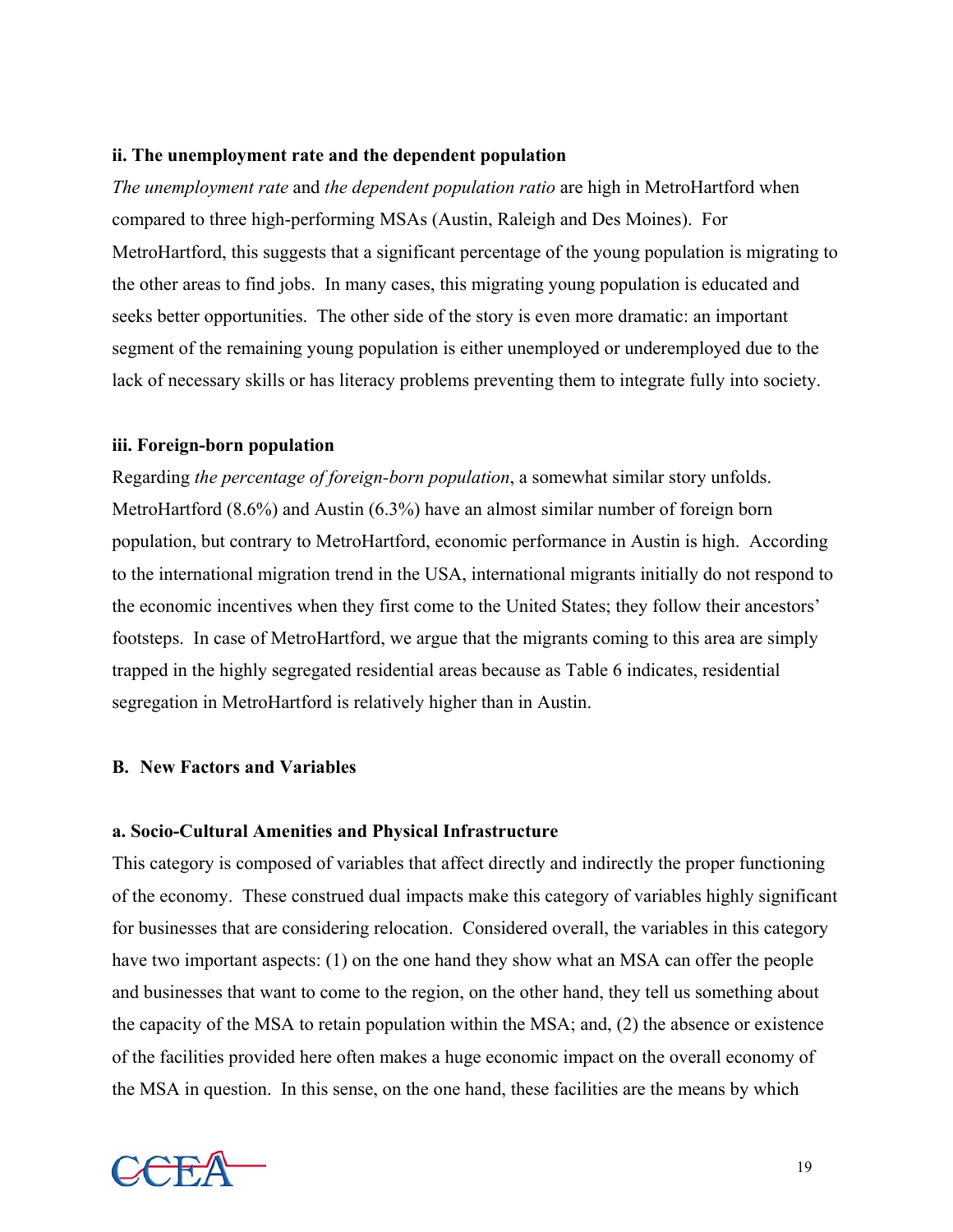**ii. The unemployment rate and the dependent population**

*The unemployment rate* and *the dependent population ratio* are high in MetroHartford when compared to three high-performing MSAs (Austin, Raleigh and Des Moines). For MetroHartford, this suggests that a significant percentage of the young population is migrating to the other areas to find jobs. In many cases, this migrating young population is educated and seeks better opportunities. The other side of the story is even more dramatic: an important segment of the remaining young population is either unemployed or underemployed due to the lack of necessary skills or has literacy problems preventing them to integrate fully into society.

**iii. Foreign-born population**

Regarding *the percentage of foreign-born population*, a somewhat similar story unfolds. MetroHartford (8.6%) and Austin (6.3%) have an almost similar number of foreign born population, but contrary to MetroHartford, economic performance in Austin is high. According to the international migration trend in the USA, international migrants initially do not respond to the economic incentives when they first come to the United States; they follow their ancestors' footsteps. In case of MetroHartford, we argue that the migrants coming to this area are simply trapped in the highly segregated residential areas because as Table 6 indicates, residential segregation in MetroHartford is relatively higher than in Austin.

**B. New Factors and Variables**

**a. Socio-Cultural Amenities and Physical Infrastructure**

This category is composed of variables that affect directly and indirectly the proper functioning of the economy. These construed dual impacts make this category of variables highly significant for businesses that are considering relocation. Considered overall, the variables in this category have two important aspects: (1) on the one hand they show what an MSA can offer the people and businesses that want to come to the region, on the other hand, they tell us something about the capacity of the MSA to retain population within the MSA; and, (2) the absence or existence of the facilities provided here often makes a huge economic impact on the overall economy of the MSA in question. In this sense, on the one hand, these facilities are the means by which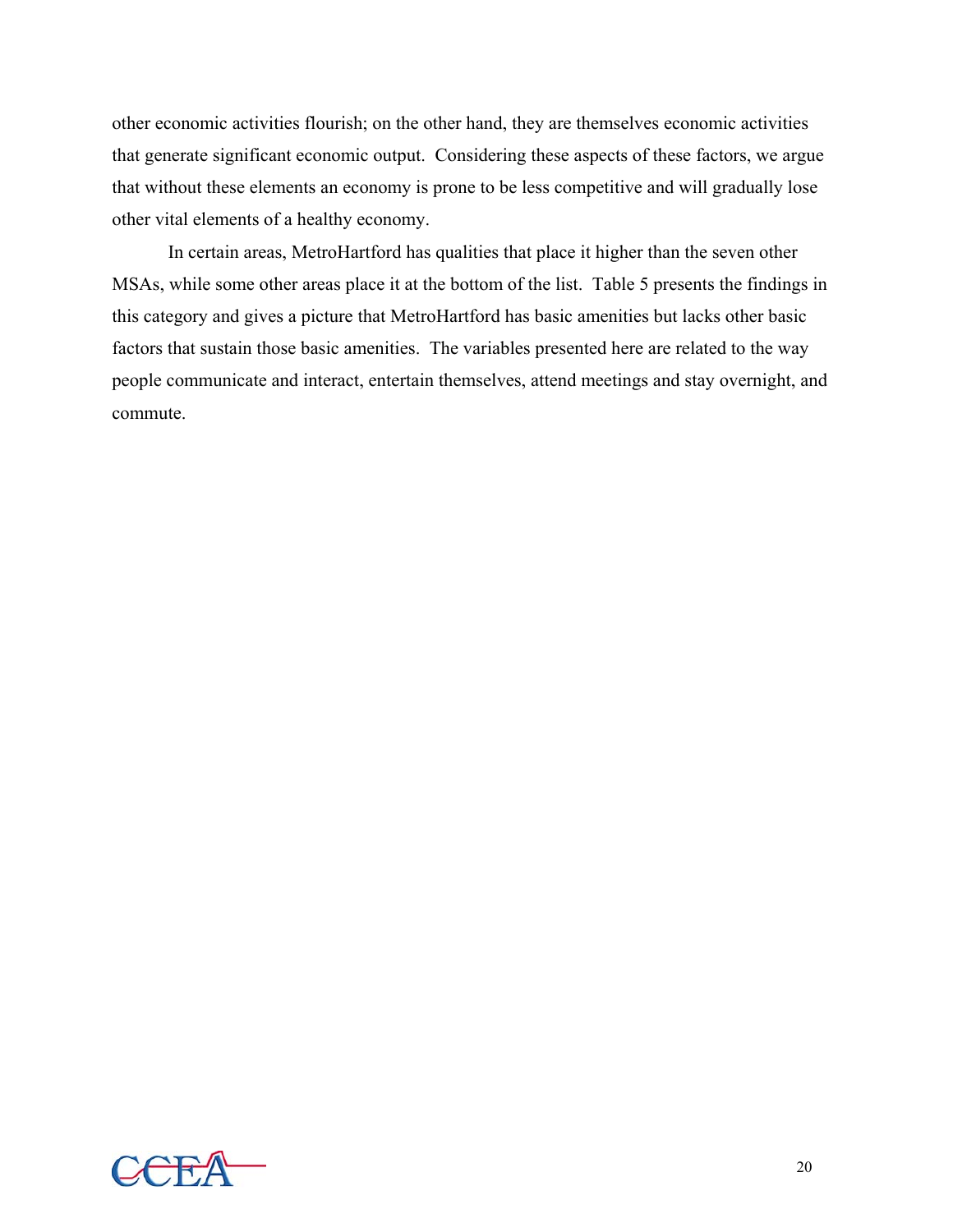other economic activities flourish; on the other hand, they are themselves economic activities that generate significant economic output. Considering these aspects of these factors, we argue that without these elements an economy is prone to be less competitive and will gradually lose other vital elements of a healthy economy.

In certain areas, MetroHartford has qualities that place it higher than the seven other MSAs, while some other areas place it at the bottom of the list. Table 5 presents the findings in this category and gives a picture that MetroHartford has basic amenities but lacks other basic factors that sustain those basic amenities. The variables presented here are related to the way people communicate and interact, entertain themselves, attend meetings and stay overnight, and commute.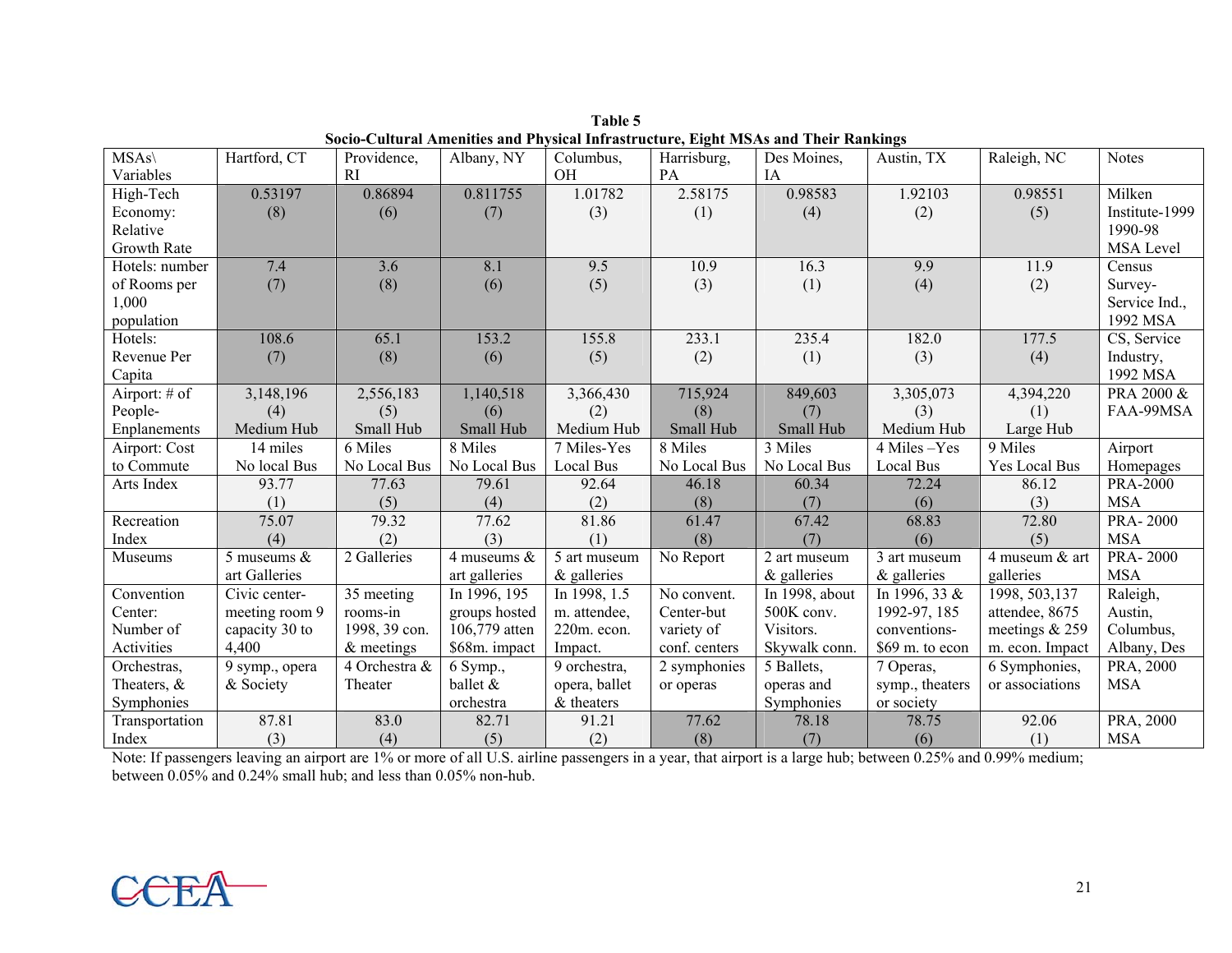**Table 5**
**Socio-Cultural Amenities and Physical Infrastructure, Eight MSAs and Their Rankings**

| MSAs\ Variables | Hartford, CT | Providence, RI | Albany, NY | Columbus, OH | Harrisburg, PA | Des Moines, IA | Austin, TX | Raleigh, NC | Notes |
|---|---|---|---|---|---|---|---|---|---|
| High-Tech Economy: Relative Growth Rate | 0.53197 (8) | 0.86894 (6) | 0.811755 (7) | 1.01782 (3) | 2.58175 (1) | 0.98583 (4) | 1.92103 (2) | 0.98551 (5) | Milken Institute-1999 1990-98 MSA Level |
| Hotels: number of Rooms per 1,000 population | 7.4 (7) | 3.6 (8) | 8.1 (6) | 9.5 (5) | 10.9 (3) | 16.3 (1) | 9.9 (4) | 11.9 (2) | Census Survey-Service Ind., 1992 MSA |
| Hotels: Revenue Per Capita | 108.6 (7) | 65.1 (8) | 153.2 (6) | 155.8 (5) | 233.1 (2) | 235.4 (1) | 182.0 (3) | 177.5 (4) | CS, Service Industry, 1992 MSA |
| Airport: # of People-Enplanements | 3,148,196 (4) Medium Hub | 2,556,183 (5) Small Hub | 1,140,518 (6) Small Hub | 3,366,430 (2) Medium Hub | 715,924 (8) Small Hub | 849,603 (7) Small Hub | 3,305,073 (3) Medium Hub | 4,394,220 (1) Large Hub | PRA 2000 & FAA-99MSA |
| Airport: Cost to Commute | 14 miles No local Bus | 6 Miles No Local Bus | 8 Miles No Local Bus | 7 Miles-Yes Local Bus | 8 Miles No Local Bus | 3 Miles No Local Bus | 4 Miles –Yes Local Bus | 9 Miles Yes Local Bus | Airport Homepages |
| Arts Index | 93.77 (1) | 77.63 (5) | 79.61 (4) | 92.64 (2) | 46.18 (8) | 60.34 (7) | 72.24 (6) | 86.12 (3) | PRA-2000 MSA |
| Recreation Index | 75.07 (4) | 79.32 (2) | 77.62 (3) | 81.86 (1) | 61.47 (8) | 67.42 (7) | 68.83 (6) | 72.80 (5) | PRA- 2000 MSA |
| Museums | 5 museums & art Galleries | 2 Galleries | 4 museums & art galleries | 5 art museum & galleries | No Report | 2 art museum & galleries | 3 art museum & galleries | 4 museum & art galleries | PRA- 2000 MSA |
| Convention Center: Number of Activities | Civic center-meeting room 9 capacity 30 to 4,400 | 35 meeting rooms-in 1998, 39 con. & meetings | In 1996, 195 groups hosted 106,779 atten $68m. impact | In 1998, 1.5 m. attendee, 220m. econ. Impact. | No convent. Center-but variety of conf. centers | In 1998, about 500K conv. Visitors. Skywalk conn. | In 1996, 33 & 1992-97, 185 conventions-$69 m. to econ | 1998, 503,137 attendee, 8675 meetings & 259 m. econ. Impact | Raleigh, Austin, Columbus, Albany, Des |
| Orchestras, Theaters, & Symphonies | 9 symp., opera & Society | 4 Orchestra & Theater | 6 Symp., ballet & orchestra | 9 orchestra, opera, ballet & theaters | 2 symphonies or operas | 5 Ballets, operas and Symphonies | 7 Operas, symp., theaters or society | 6 Symphonies, or associations | PRA, 2000 MSA |
| Transportation Index | 87.81 (3) | 83.0 (4) | 82.71 (5) | 91.21 (2) | 77.62 (8) | 78.18 (7) | 78.75 (6) | 92.06 (1) | PRA, 2000 MSA |

Note: If passengers leaving an airport are 1% or more of all U.S. airline passengers in a year, that airport is a large hub; between 0.25% and 0.99% medium; between 0.05% and 0.24% small hub; and less than 0.05% non-hub.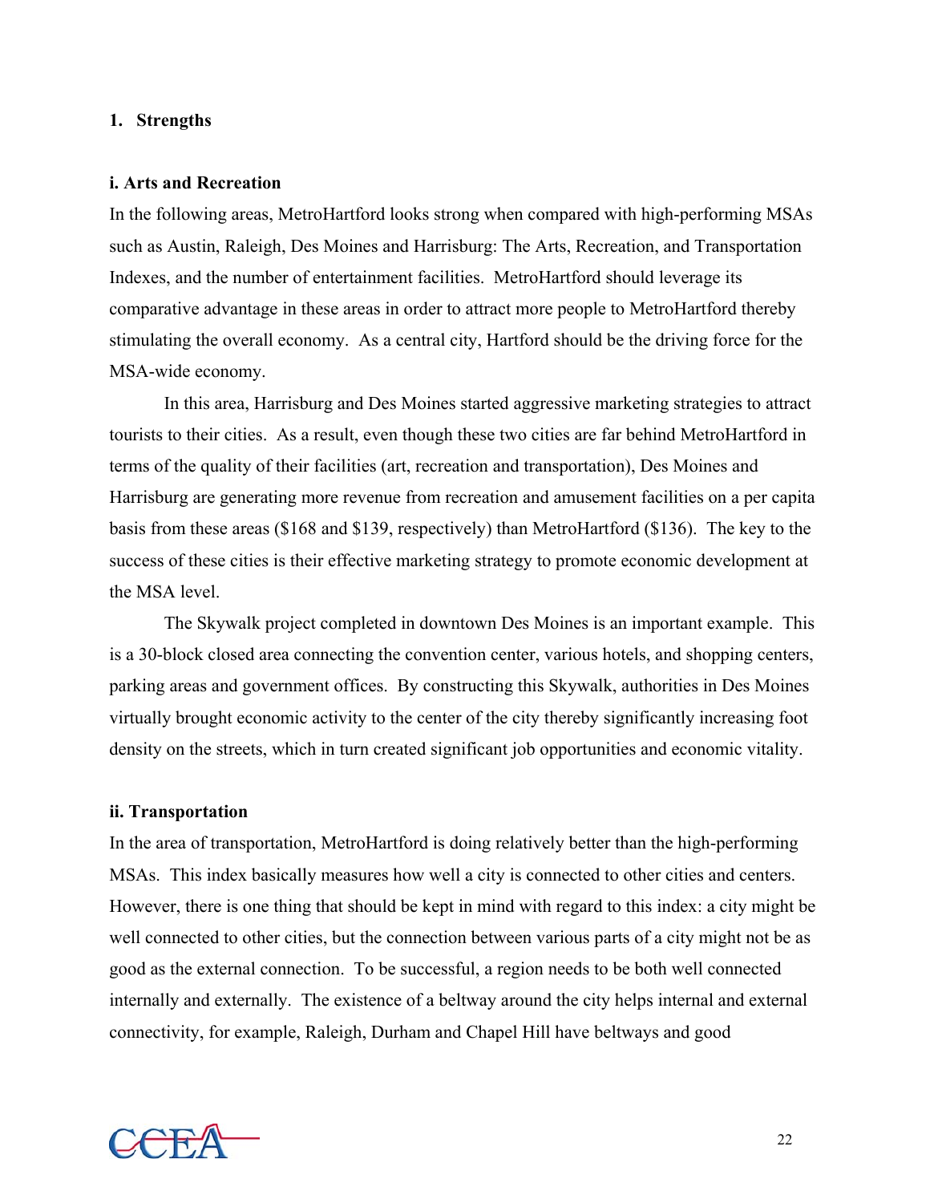## 1. Strengths

### i. Arts and Recreation

In the following areas, MetroHartford looks strong when compared with high-performing MSAs such as Austin, Raleigh, Des Moines and Harrisburg: The Arts, Recreation, and Transportation Indexes, and the number of entertainment facilities. MetroHartford should leverage its comparative advantage in these areas in order to attract more people to MetroHartford thereby stimulating the overall economy. As a central city, Hartford should be the driving force for the MSA-wide economy.

In this area, Harrisburg and Des Moines started aggressive marketing strategies to attract tourists to their cities. As a result, even though these two cities are far behind MetroHartford in terms of the quality of their facilities (art, recreation and transportation), Des Moines and Harrisburg are generating more revenue from recreation and amusement facilities on a per capita basis from these areas ($168 and $139, respectively) than MetroHartford ($136). The key to the success of these cities is their effective marketing strategy to promote economic development at the MSA level.

The Skywalk project completed in downtown Des Moines is an important example. This is a 30-block closed area connecting the convention center, various hotels, and shopping centers, parking areas and government offices. By constructing this Skywalk, authorities in Des Moines virtually brought economic activity to the center of the city thereby significantly increasing foot density on the streets, which in turn created significant job opportunities and economic vitality.

### ii. Transportation

In the area of transportation, MetroHartford is doing relatively better than the high-performing MSAs. This index basically measures how well a city is connected to other cities and centers. However, there is one thing that should be kept in mind with regard to this index: a city might be well connected to other cities, but the connection between various parts of a city might not be as good as the external connection. To be successful, a region needs to be both well connected internally and externally. The existence of a beltway around the city helps internal and external connectivity, for example, Raleigh, Durham and Chapel Hill have beltways and good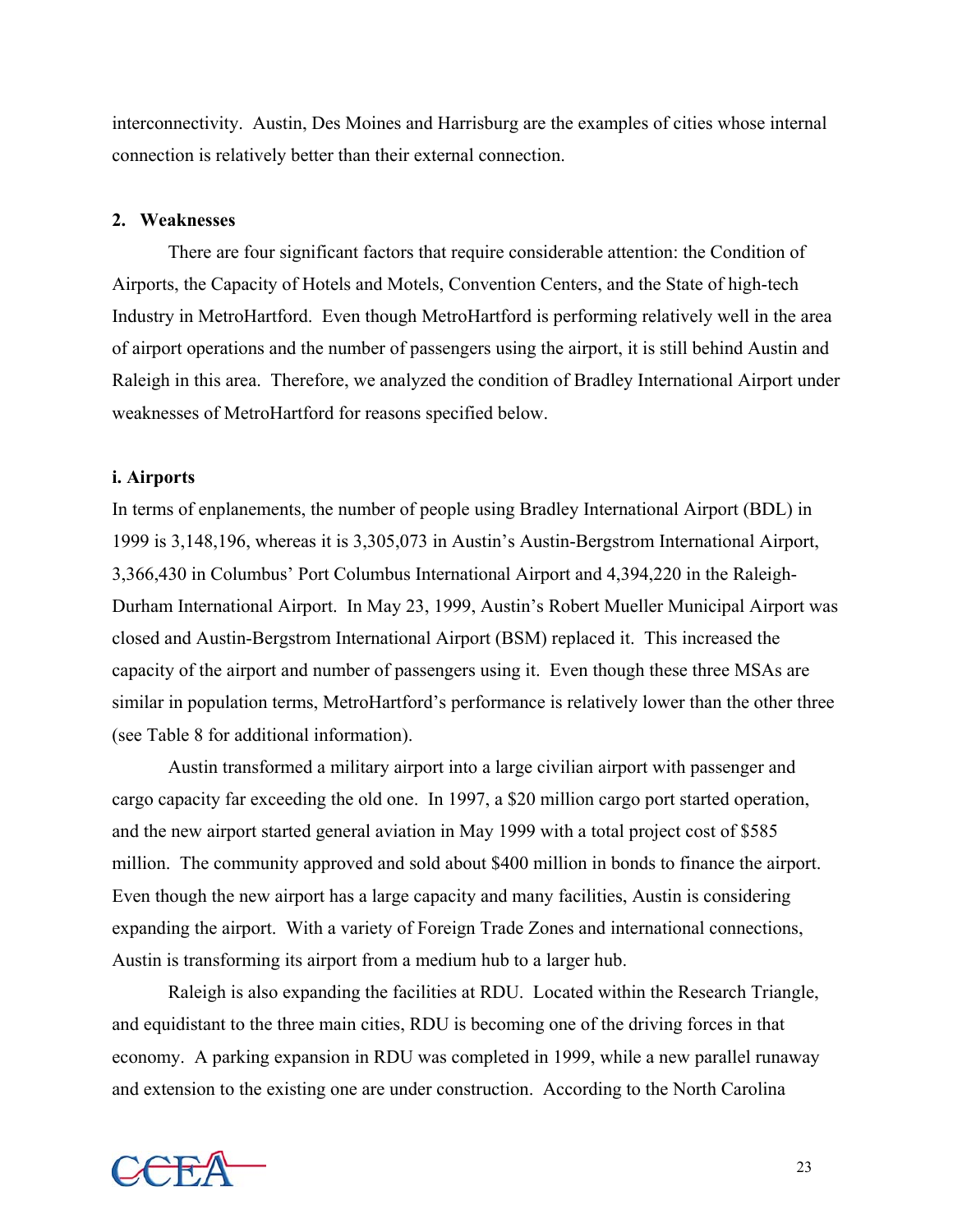interconnectivity. Austin, Des Moines and Harrisburg are the examples of cities whose internal connection is relatively better than their external connection.

**2. Weaknesses**

There are four significant factors that require considerable attention: the Condition of Airports, the Capacity of Hotels and Motels, Convention Centers, and the State of high-tech Industry in MetroHartford. Even though MetroHartford is performing relatively well in the area of airport operations and the number of passengers using the airport, it is still behind Austin and Raleigh in this area. Therefore, we analyzed the condition of Bradley International Airport under weaknesses of MetroHartford for reasons specified below.

**i. Airports**

In terms of enplanements, the number of people using Bradley International Airport (BDL) in 1999 is 3,148,196, whereas it is 3,305,073 in Austin's Austin-Bergstrom International Airport, 3,366,430 in Columbus' Port Columbus International Airport and 4,394,220 in the Raleigh-Durham International Airport. In May 23, 1999, Austin's Robert Mueller Municipal Airport was closed and Austin-Bergstrom International Airport (BSM) replaced it. This increased the capacity of the airport and number of passengers using it. Even though these three MSAs are similar in population terms, MetroHartford's performance is relatively lower than the other three (see Table 8 for additional information).

Austin transformed a military airport into a large civilian airport with passenger and cargo capacity far exceeding the old one. In 1997, a $20 million cargo port started operation, and the new airport started general aviation in May 1999 with a total project cost of $585 million. The community approved and sold about $400 million in bonds to finance the airport. Even though the new airport has a large capacity and many facilities, Austin is considering expanding the airport. With a variety of Foreign Trade Zones and international connections, Austin is transforming its airport from a medium hub to a larger hub.

Raleigh is also expanding the facilities at RDU. Located within the Research Triangle, and equidistant to the three main cities, RDU is becoming one of the driving forces in that economy. A parking expansion in RDU was completed in 1999, while a new parallel runaway and extension to the existing one are under construction. According to the North Carolina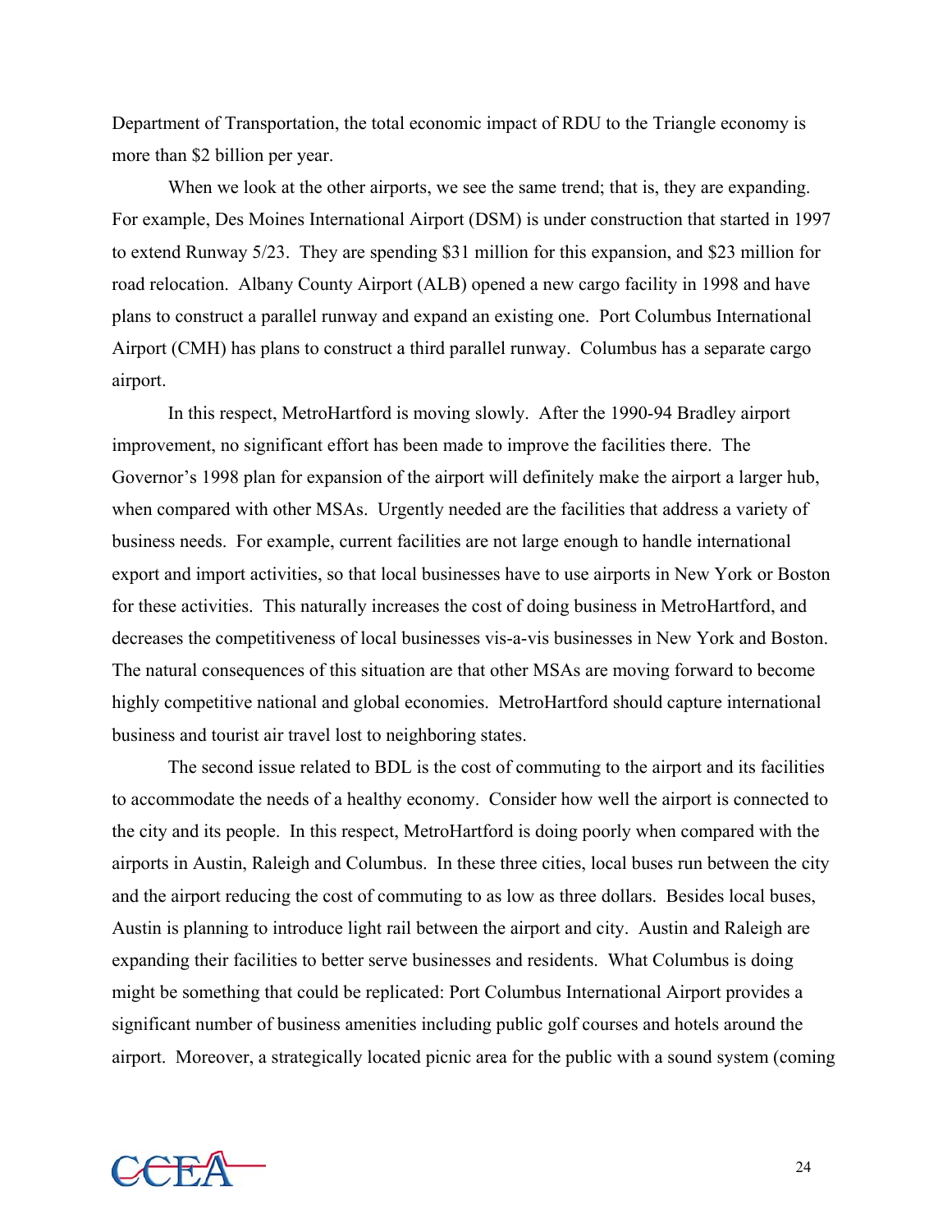Department of Transportation, the total economic impact of RDU to the Triangle economy is more than $2 billion per year.

When we look at the other airports, we see the same trend; that is, they are expanding. For example, Des Moines International Airport (DSM) is under construction that started in 1997 to extend Runway 5/23. They are spending $31 million for this expansion, and $23 million for road relocation. Albany County Airport (ALB) opened a new cargo facility in 1998 and have plans to construct a parallel runway and expand an existing one. Port Columbus International Airport (CMH) has plans to construct a third parallel runway. Columbus has a separate cargo airport.

In this respect, MetroHartford is moving slowly. After the 1990-94 Bradley airport improvement, no significant effort has been made to improve the facilities there. The Governor's 1998 plan for expansion of the airport will definitely make the airport a larger hub, when compared with other MSAs. Urgently needed are the facilities that address a variety of business needs. For example, current facilities are not large enough to handle international export and import activities, so that local businesses have to use airports in New York or Boston for these activities. This naturally increases the cost of doing business in MetroHartford, and decreases the competitiveness of local businesses vis-a-vis businesses in New York and Boston. The natural consequences of this situation are that other MSAs are moving forward to become highly competitive national and global economies. MetroHartford should capture international business and tourist air travel lost to neighboring states.

The second issue related to BDL is the cost of commuting to the airport and its facilities to accommodate the needs of a healthy economy. Consider how well the airport is connected to the city and its people. In this respect, MetroHartford is doing poorly when compared with the airports in Austin, Raleigh and Columbus. In these three cities, local buses run between the city and the airport reducing the cost of commuting to as low as three dollars. Besides local buses, Austin is planning to introduce light rail between the airport and city. Austin and Raleigh are expanding their facilities to better serve businesses and residents. What Columbus is doing might be something that could be replicated: Port Columbus International Airport provides a significant number of business amenities including public golf courses and hotels around the airport. Moreover, a strategically located picnic area for the public with a sound system (coming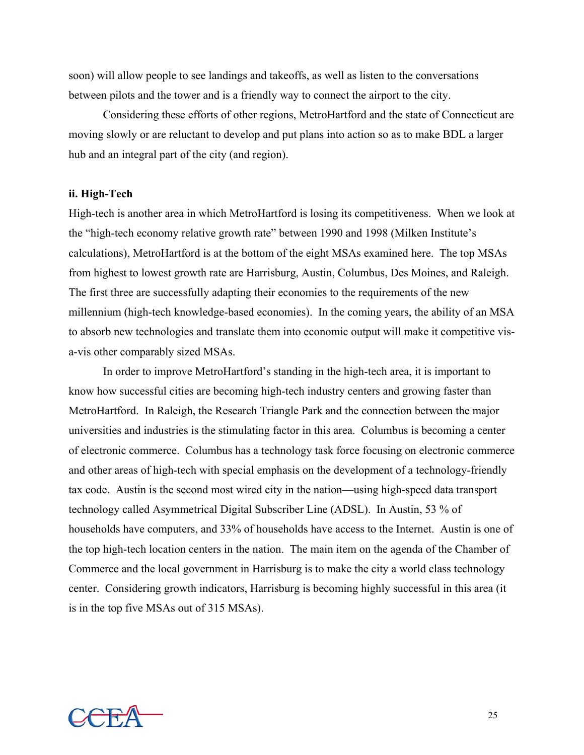soon) will allow people to see landings and takeoffs, as well as listen to the conversations between pilots and the tower and is a friendly way to connect the airport to the city.

Considering these efforts of other regions, MetroHartford and the state of Connecticut are moving slowly or are reluctant to develop and put plans into action so as to make BDL a larger hub and an integral part of the city (and region).

### ii. High-Tech

High-tech is another area in which MetroHartford is losing its competitiveness. When we look at the "high-tech economy relative growth rate" between 1990 and 1998 (Milken Institute's calculations), MetroHartford is at the bottom of the eight MSAs examined here. The top MSAs from highest to lowest growth rate are Harrisburg, Austin, Columbus, Des Moines, and Raleigh. The first three are successfully adapting their economies to the requirements of the new millennium (high-tech knowledge-based economies). In the coming years, the ability of an MSA to absorb new technologies and translate them into economic output will make it competitive vis-a-vis other comparably sized MSAs.

In order to improve MetroHartford's standing in the high-tech area, it is important to know how successful cities are becoming high-tech industry centers and growing faster than MetroHartford. In Raleigh, the Research Triangle Park and the connection between the major universities and industries is the stimulating factor in this area. Columbus is becoming a center of electronic commerce. Columbus has a technology task force focusing on electronic commerce and other areas of high-tech with special emphasis on the development of a technology-friendly tax code. Austin is the second most wired city in the nation—using high-speed data transport technology called Asymmetrical Digital Subscriber Line (ADSL). In Austin, 53 % of households have computers, and 33% of households have access to the Internet. Austin is one of the top high-tech location centers in the nation. The main item on the agenda of the Chamber of Commerce and the local government in Harrisburg is to make the city a world class technology center. Considering growth indicators, Harrisburg is becoming highly successful in this area (it is in the top five MSAs out of 315 MSAs).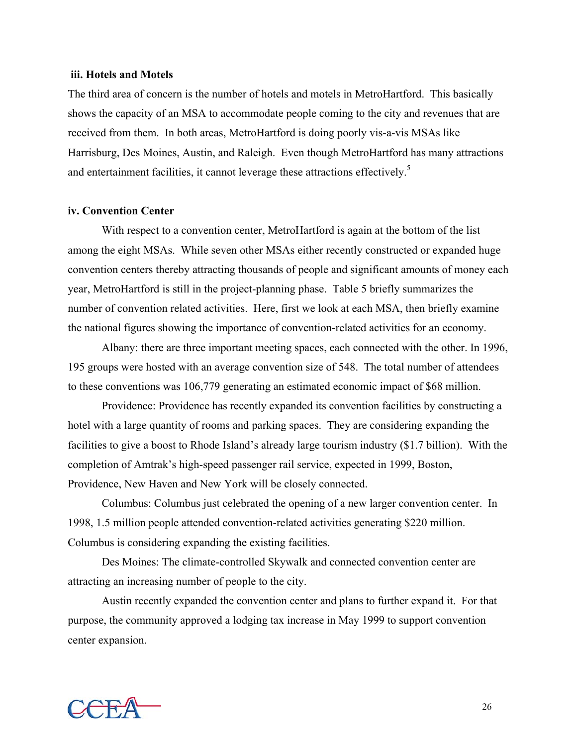### iii. Hotels and Motels

The third area of concern is the number of hotels and motels in MetroHartford. This basically shows the capacity of an MSA to accommodate people coming to the city and revenues that are received from them. In both areas, MetroHartford is doing poorly vis-a-vis MSAs like Harrisburg, Des Moines, Austin, and Raleigh. Even though MetroHartford has many attractions and entertainment facilities, it cannot leverage these attractions effectively.[5]

### iv. Convention Center

With respect to a convention center, MetroHartford is again at the bottom of the list among the eight MSAs. While seven other MSAs either recently constructed or expanded huge convention centers thereby attracting thousands of people and significant amounts of money each year, MetroHartford is still in the project-planning phase. Table 5 briefly summarizes the number of convention related activities. Here, first we look at each MSA, then briefly examine the national figures showing the importance of convention-related activities for an economy.

Albany: there are three important meeting spaces, each connected with the other. In 1996, 195 groups were hosted with an average convention size of 548. The total number of attendees to these conventions was 106,779 generating an estimated economic impact of $68 million.

Providence: Providence has recently expanded its convention facilities by constructing a hotel with a large quantity of rooms and parking spaces. They are considering expanding the facilities to give a boost to Rhode Island's already large tourism industry ($1.7 billion). With the completion of Amtrak's high-speed passenger rail service, expected in 1999, Boston, Providence, New Haven and New York will be closely connected.

Columbus: Columbus just celebrated the opening of a new larger convention center. In 1998, 1.5 million people attended convention-related activities generating $220 million. Columbus is considering expanding the existing facilities.

Des Moines: The climate-controlled Skywalk and connected convention center are attracting an increasing number of people to the city.

Austin recently expanded the convention center and plans to further expand it. For that purpose, the community approved a lodging tax increase in May 1999 to support convention center expansion.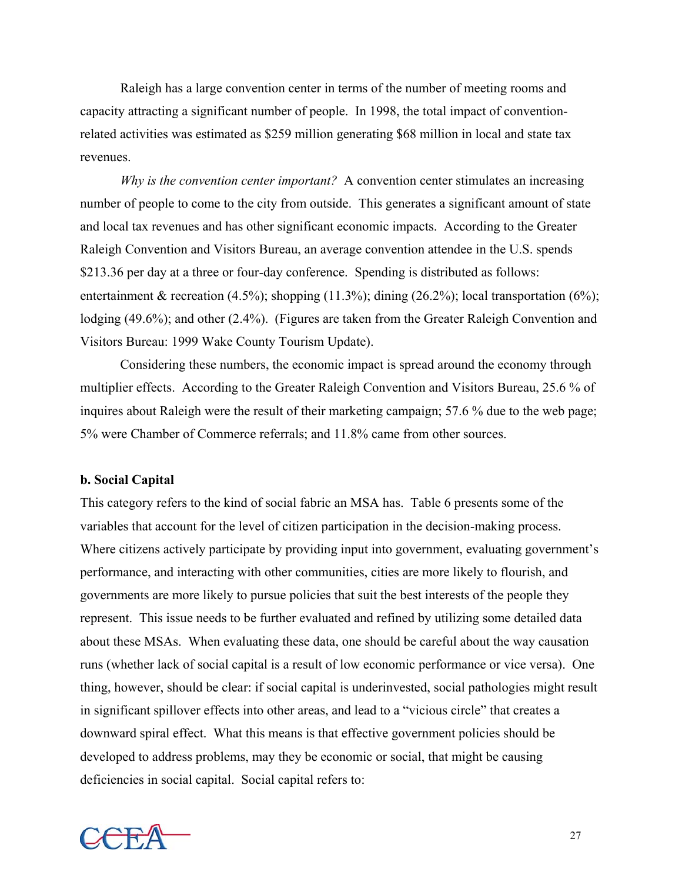Raleigh has a large convention center in terms of the number of meeting rooms and capacity attracting a significant number of people. In 1998, the total impact of convention-related activities was estimated as $259 million generating $68 million in local and state tax revenues.

*Why is the convention center important?* A convention center stimulates an increasing number of people to come to the city from outside. This generates a significant amount of state and local tax revenues and has other significant economic impacts. According to the Greater Raleigh Convention and Visitors Bureau, an average convention attendee in the U.S. spends $213.36 per day at a three or four-day conference. Spending is distributed as follows: entertainment & recreation (4.5%); shopping (11.3%); dining (26.2%); local transportation (6%); lodging (49.6%); and other (2.4%). (Figures are taken from the Greater Raleigh Convention and Visitors Bureau: 1999 Wake County Tourism Update).

Considering these numbers, the economic impact is spread around the economy through multiplier effects. According to the Greater Raleigh Convention and Visitors Bureau, 25.6 % of inquires about Raleigh were the result of their marketing campaign; 57.6 % due to the web page; 5% were Chamber of Commerce referrals; and 11.8% came from other sources.

**b. Social Capital**

This category refers to the kind of social fabric an MSA has. Table 6 presents some of the variables that account for the level of citizen participation in the decision-making process. Where citizens actively participate by providing input into government, evaluating government's performance, and interacting with other communities, cities are more likely to flourish, and governments are more likely to pursue policies that suit the best interests of the people they represent. This issue needs to be further evaluated and refined by utilizing some detailed data about these MSAs. When evaluating these data, one should be careful about the way causation runs (whether lack of social capital is a result of low economic performance or vice versa). One thing, however, should be clear: if social capital is underinvested, social pathologies might result in significant spillover effects into other areas, and lead to a "vicious circle" that creates a downward spiral effect. What this means is that effective government policies should be developed to address problems, may they be economic or social, that might be causing deficiencies in social capital. Social capital refers to: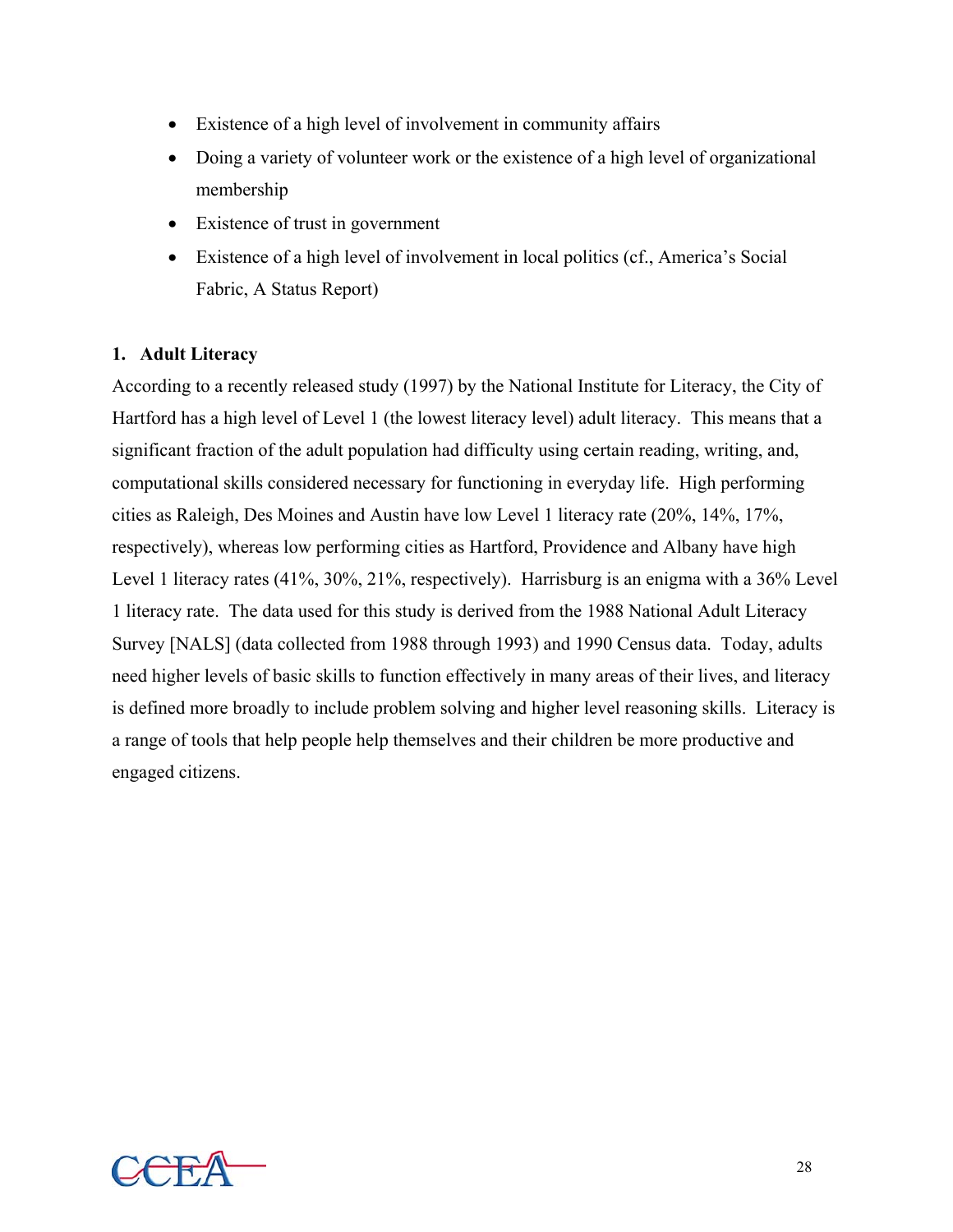- Existence of a high level of involvement in community affairs
- Doing a variety of volunteer work or the existence of a high level of organizational membership
- Existence of trust in government
- Existence of a high level of involvement in local politics (cf., America's Social Fabric, A Status Report)

**1. Adult Literacy**

According to a recently released study (1997) by the National Institute for Literacy, the City of Hartford has a high level of Level 1 (the lowest literacy level) adult literacy. This means that a significant fraction of the adult population had difficulty using certain reading, writing, and, computational skills considered necessary for functioning in everyday life. High performing cities as Raleigh, Des Moines and Austin have low Level 1 literacy rate (20%, 14%, 17%, respectively), whereas low performing cities as Hartford, Providence and Albany have high Level 1 literacy rates (41%, 30%, 21%, respectively). Harrisburg is an enigma with a 36% Level 1 literacy rate. The data used for this study is derived from the 1988 National Adult Literacy Survey [NALS] (data collected from 1988 through 1993) and 1990 Census data. Today, adults need higher levels of basic skills to function effectively in many areas of their lives, and literacy is defined more broadly to include problem solving and higher level reasoning skills. Literacy is a range of tools that help people help themselves and their children be more productive and engaged citizens.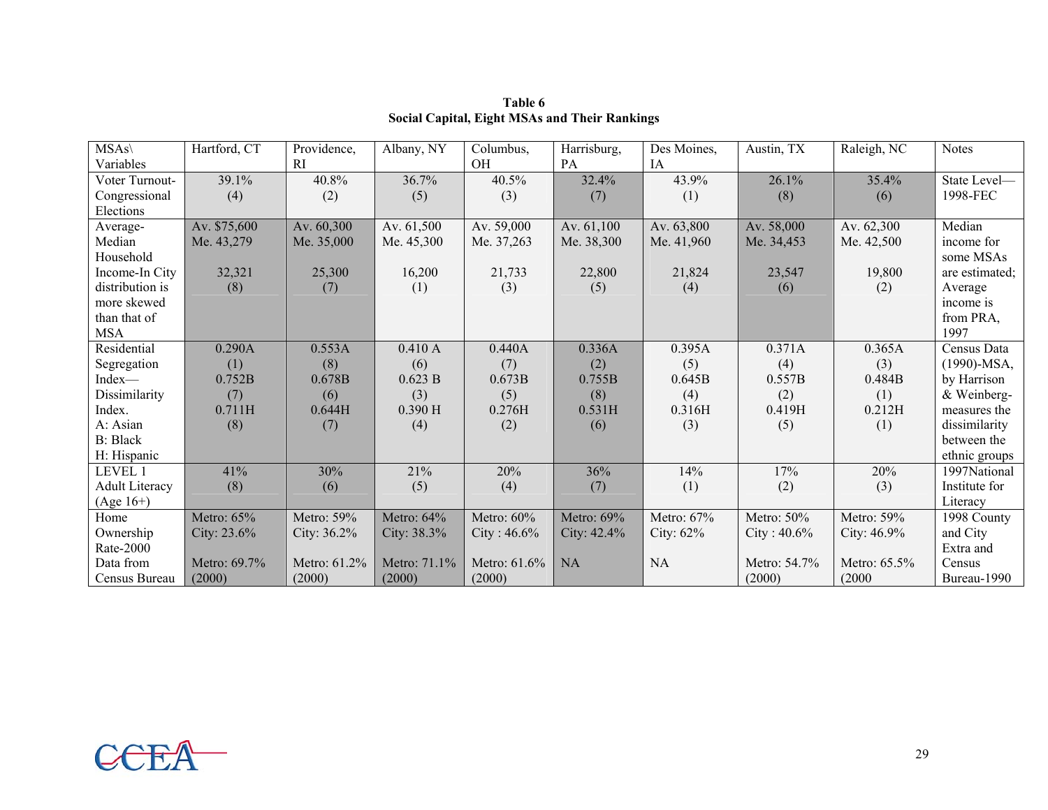**Table 6**
**Social Capital, Eight MSAs and Their Rankings**

| MSAs\ Variables | Hartford, CT | Providence, RI | Albany, NY | Columbus, OH | Harrisburg, PA | Des Moines, IA | Austin, TX | Raleigh, NC | Notes |
|---|---|---|---|---|---|---|---|---|---|
| Voter Turnout-Congressional Elections | 39.1% (4) | 40.8% (2) | 36.7% (5) | 40.5% (3) | 32.4% (7) | 43.9% (1) | 26.1% (8) | 35.4% (6) | State Level—1998-FEC |
| Average-Median Household Income-In City distribution is more skewed than that of MSA | Av. $75,600 Me. 43,279 32,321 (8) | Av. 60,300 Me. 35,000 25,300 (7) | Av. 61,500 Me. 45,300 16,200 (1) | Av. 59,000 Me. 37,263 21,733 (3) | Av. 61,100 Me. 38,300 22,800 (5) | Av. 63,800 Me. 41,960 21,824 (4) | Av. 58,000 Me. 34,453 23,547 (6) | Av. 62,300 Me. 42,500 19,800 (2) | Median income for some MSAs are estimated; Average income is from PRA, 1997 |
| Residential Segregation Index—Dissimilarity Index. A: Asian B: Black H: Hispanic | 0.290A (1) 0.752B (7) 0.711H (8) | 0.553A (8) 0.678B (6) 0.644H (7) | 0.410 A (6) 0.623 B (3) 0.390 H (4) | 0.440A (7) 0.673B (5) 0.276H (2) | 0.336A (2) 0.755B (8) 0.531H (6) | 0.395A (5) 0.645B (4) 0.316H (3) | 0.371A (4) 0.557B (2) 0.419H (5) | 0.365A (3) 0.484B (1) 0.212H (1) | Census Data (1990)-MSA, by Harrison & Weinberg-measures the dissimilarity between the ethnic groups |
| LEVEL 1 Adult Literacy (Age 16+) | 41% (8) | 30% (6) | 21% (5) | 20% (4) | 36% (7) | 14% (1) | 17% (2) | 20% (3) | 1997National Institute for Literacy |
| Home Ownership Rate-2000 Data from Census Bureau | Metro: 65% City: 23.6% Metro: 69.7% (2000) | Metro: 59% City: 36.2% Metro: 61.2% (2000) | Metro: 64% City: 38.3% Metro: 71.1% (2000) | Metro: 60% City : 46.6% Metro: 61.6% (2000) | Metro: 69% City: 42.4% NA | Metro: 67% City: 62% NA | Metro: 50% City : 40.6% Metro: 54.7% (2000) | Metro: 59% City: 46.9% Metro: 65.5% (2000 | 1998 County and City Extra and Census Bureau-1990 |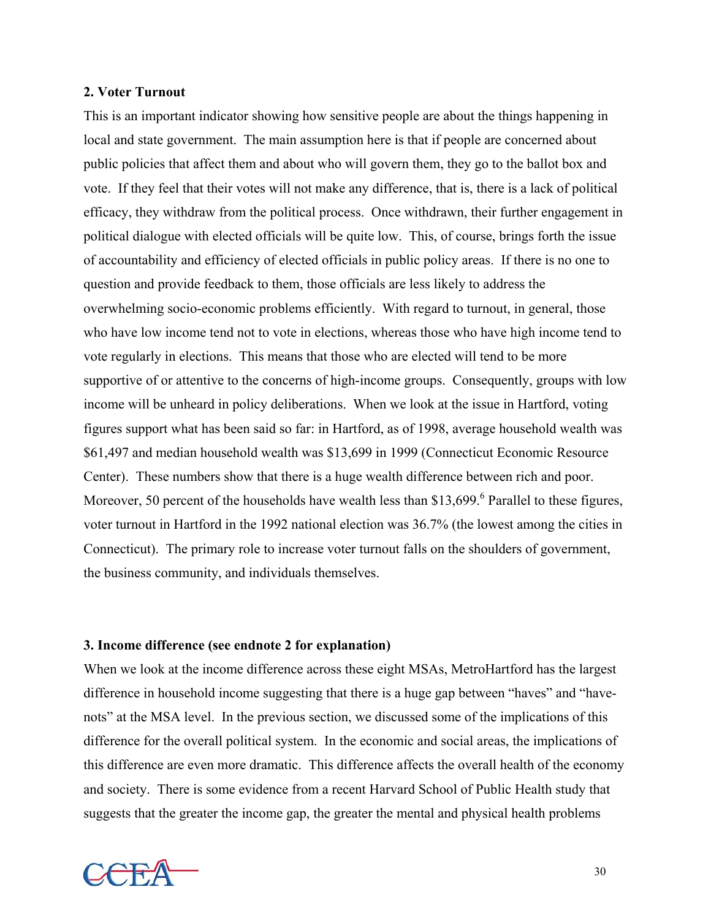**2. Voter Turnout**

This is an important indicator showing how sensitive people are about the things happening in local and state government. The main assumption here is that if people are concerned about public policies that affect them and about who will govern them, they go to the ballot box and vote. If they feel that their votes will not make any difference, that is, there is a lack of political efficacy, they withdraw from the political process. Once withdrawn, their further engagement in political dialogue with elected officials will be quite low. This, of course, brings forth the issue of accountability and efficiency of elected officials in public policy areas. If there is no one to question and provide feedback to them, those officials are less likely to address the overwhelming socio-economic problems efficiently. With regard to turnout, in general, those who have low income tend not to vote in elections, whereas those who have high income tend to vote regularly in elections. This means that those who are elected will tend to be more supportive of or attentive to the concerns of high-income groups. Consequently, groups with low income will be unheard in policy deliberations. When we look at the issue in Hartford, voting figures support what has been said so far: in Hartford, as of 1998, average household wealth was $61,497 and median household wealth was $13,699 in 1999 (Connecticut Economic Resource Center). These numbers show that there is a huge wealth difference between rich and poor. Moreover, 50 percent of the households have wealth less than $13,699.[6] Parallel to these figures, voter turnout in Hartford in the 1992 national election was 36.7% (the lowest among the cities in Connecticut). The primary role to increase voter turnout falls on the shoulders of government, the business community, and individuals themselves.

**3. Income difference (see endnote 2 for explanation)**

When we look at the income difference across these eight MSAs, MetroHartford has the largest difference in household income suggesting that there is a huge gap between "haves" and "have-nots" at the MSA level. In the previous section, we discussed some of the implications of this difference for the overall political system. In the economic and social areas, the implications of this difference are even more dramatic. This difference affects the overall health of the economy and society. There is some evidence from a recent Harvard School of Public Health study that suggests that the greater the income gap, the greater the mental and physical health problems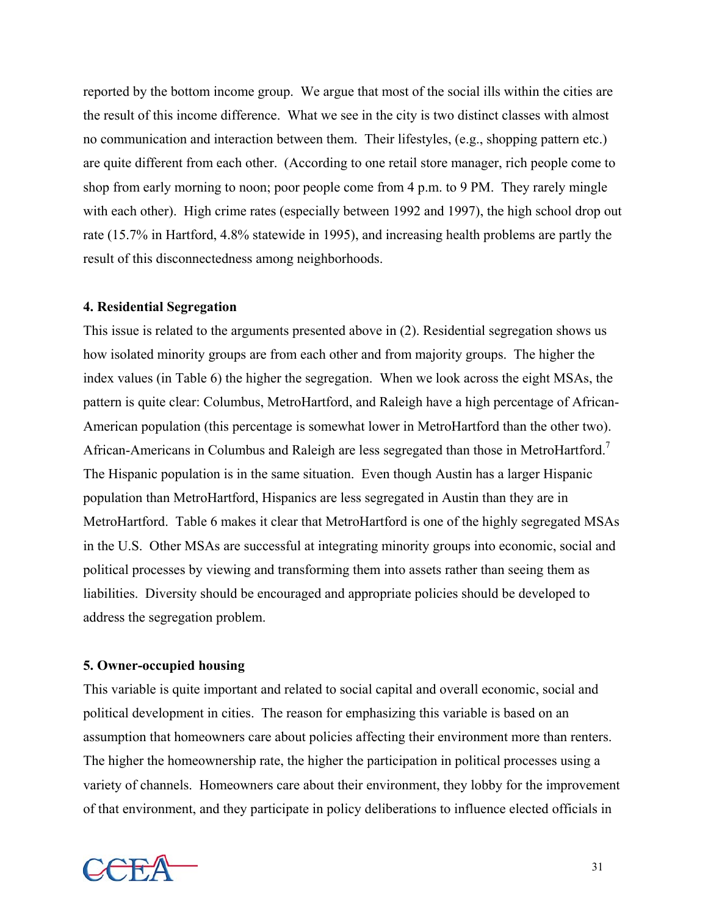reported by the bottom income group. We argue that most of the social ills within the cities are the result of this income difference. What we see in the city is two distinct classes with almost no communication and interaction between them. Their lifestyles, (e.g., shopping pattern etc.) are quite different from each other. (According to one retail store manager, rich people come to shop from early morning to noon; poor people come from 4 p.m. to 9 PM. They rarely mingle with each other). High crime rates (especially between 1992 and 1997), the high school drop out rate (15.7% in Hartford, 4.8% statewide in 1995), and increasing health problems are partly the result of this disconnectedness among neighborhoods.

**4. Residential Segregation**

This issue is related to the arguments presented above in (2). Residential segregation shows us how isolated minority groups are from each other and from majority groups. The higher the index values (in Table 6) the higher the segregation. When we look across the eight MSAs, the pattern is quite clear: Columbus, MetroHartford, and Raleigh have a high percentage of African-American population (this percentage is somewhat lower in MetroHartford than the other two). African-Americans in Columbus and Raleigh are less segregated than those in MetroHartford.[7] The Hispanic population is in the same situation. Even though Austin has a larger Hispanic population than MetroHartford, Hispanics are less segregated in Austin than they are in MetroHartford. Table 6 makes it clear that MetroHartford is one of the highly segregated MSAs in the U.S. Other MSAs are successful at integrating minority groups into economic, social and political processes by viewing and transforming them into assets rather than seeing them as liabilities. Diversity should be encouraged and appropriate policies should be developed to address the segregation problem.

**5. Owner-occupied housing**

This variable is quite important and related to social capital and overall economic, social and political development in cities. The reason for emphasizing this variable is based on an assumption that homeowners care about policies affecting their environment more than renters. The higher the homeownership rate, the higher the participation in political processes using a variety of channels. Homeowners care about their environment, they lobby for the improvement of that environment, and they participate in policy deliberations to influence elected officials in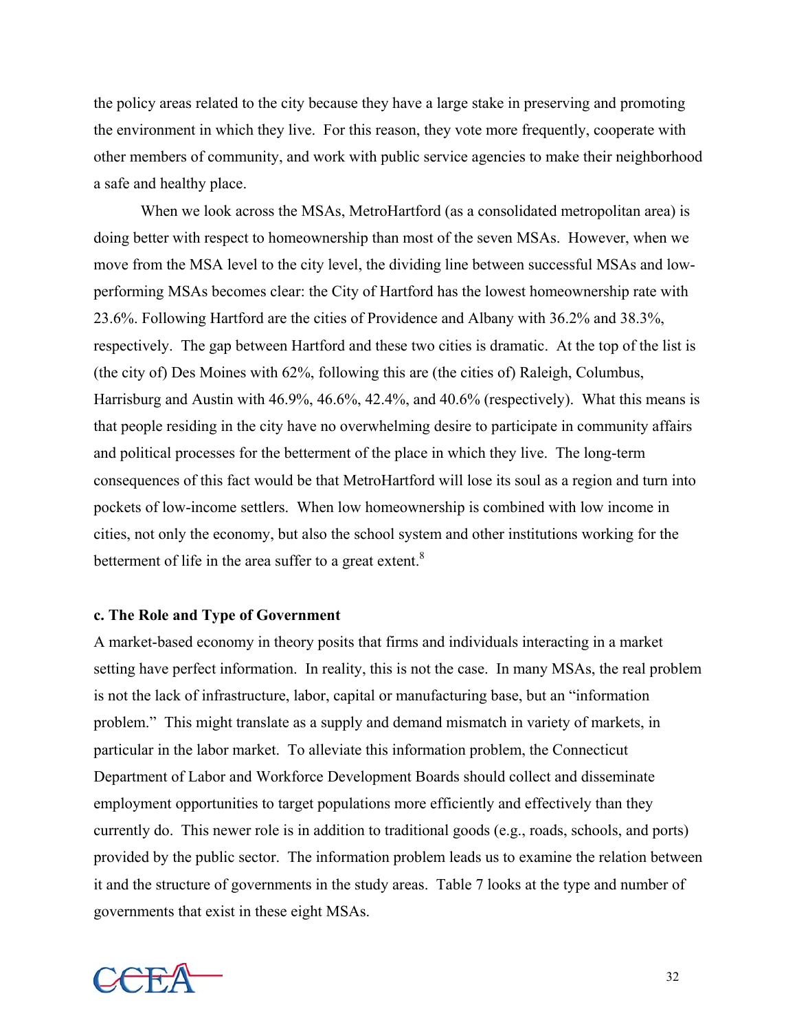the policy areas related to the city because they have a large stake in preserving and promoting the environment in which they live. For this reason, they vote more frequently, cooperate with other members of community, and work with public service agencies to make their neighborhood a safe and healthy place.

When we look across the MSAs, MetroHartford (as a consolidated metropolitan area) is doing better with respect to homeownership than most of the seven MSAs. However, when we move from the MSA level to the city level, the dividing line between successful MSAs and low-performing MSAs becomes clear: the City of Hartford has the lowest homeownership rate with 23.6%. Following Hartford are the cities of Providence and Albany with 36.2% and 38.3%, respectively. The gap between Hartford and these two cities is dramatic. At the top of the list is (the city of) Des Moines with 62%, following this are (the cities of) Raleigh, Columbus, Harrisburg and Austin with 46.9%, 46.6%, 42.4%, and 40.6% (respectively). What this means is that people residing in the city have no overwhelming desire to participate in community affairs and political processes for the betterment of the place in which they live. The long-term consequences of this fact would be that MetroHartford will lose its soul as a region and turn into pockets of low-income settlers. When low homeownership is combined with low income in cities, not only the economy, but also the school system and other institutions working for the betterment of life in the area suffer to a great extent.[8]

**c. The Role and Type of Government**

A market-based economy in theory posits that firms and individuals interacting in a market setting have perfect information. In reality, this is not the case. In many MSAs, the real problem is not the lack of infrastructure, labor, capital or manufacturing base, but an "information problem." This might translate as a supply and demand mismatch in variety of markets, in particular in the labor market. To alleviate this information problem, the Connecticut Department of Labor and Workforce Development Boards should collect and disseminate employment opportunities to target populations more efficiently and effectively than they currently do. This newer role is in addition to traditional goods (e.g., roads, schools, and ports) provided by the public sector. The information problem leads us to examine the relation between it and the structure of governments in the study areas. Table 7 looks at the type and number of governments that exist in these eight MSAs.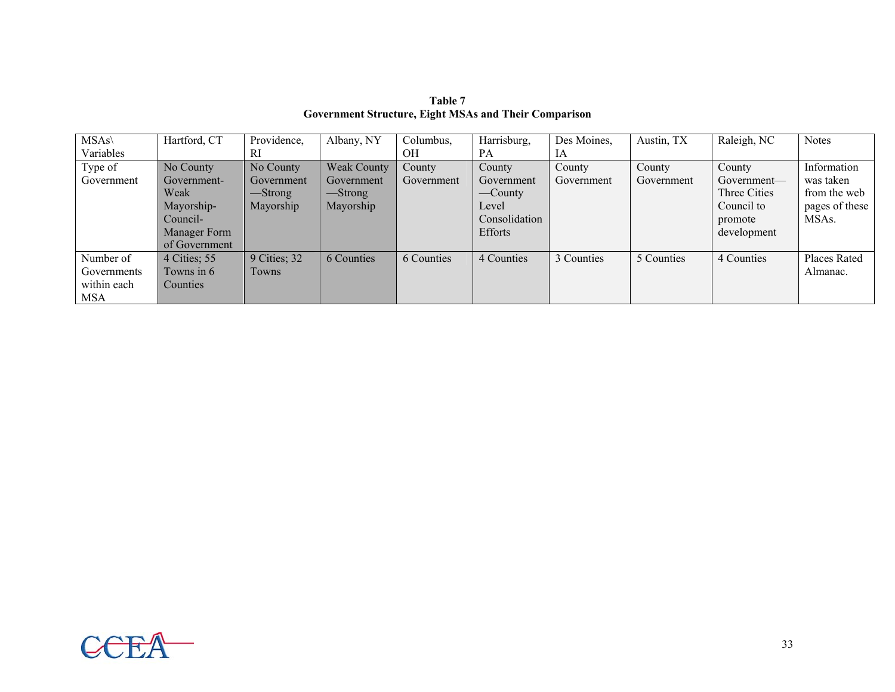**Table 7**
**Government Structure, Eight MSAs and Their Comparison**

| MSAs\ Variables | Hartford, CT | Providence, RI | Albany, NY | Columbus, OH | Harrisburg, PA | Des Moines, IA | Austin, TX | Raleigh, NC | Notes |
|---|---|---|---|---|---|---|---|---|---|
| Type of Government | No County Government- Weak Mayorship- Council- Manager Form of Government | No County Government —Strong Mayorship | Weak County Government —Strong Mayorship | County Government | County Government —County Level Consolidation Efforts | County Government | County Government | County Government— Three Cities Council to promote development | Information was taken from the web pages of these MSAs. |
| Number of Governments within each MSA | 4 Cities; 55 Towns in 6 Counties | 9 Cities; 32 Towns | 6 Counties | 6 Counties | 4 Counties | 3 Counties | 5 Counties | 4 Counties | Places Rated Almanac. |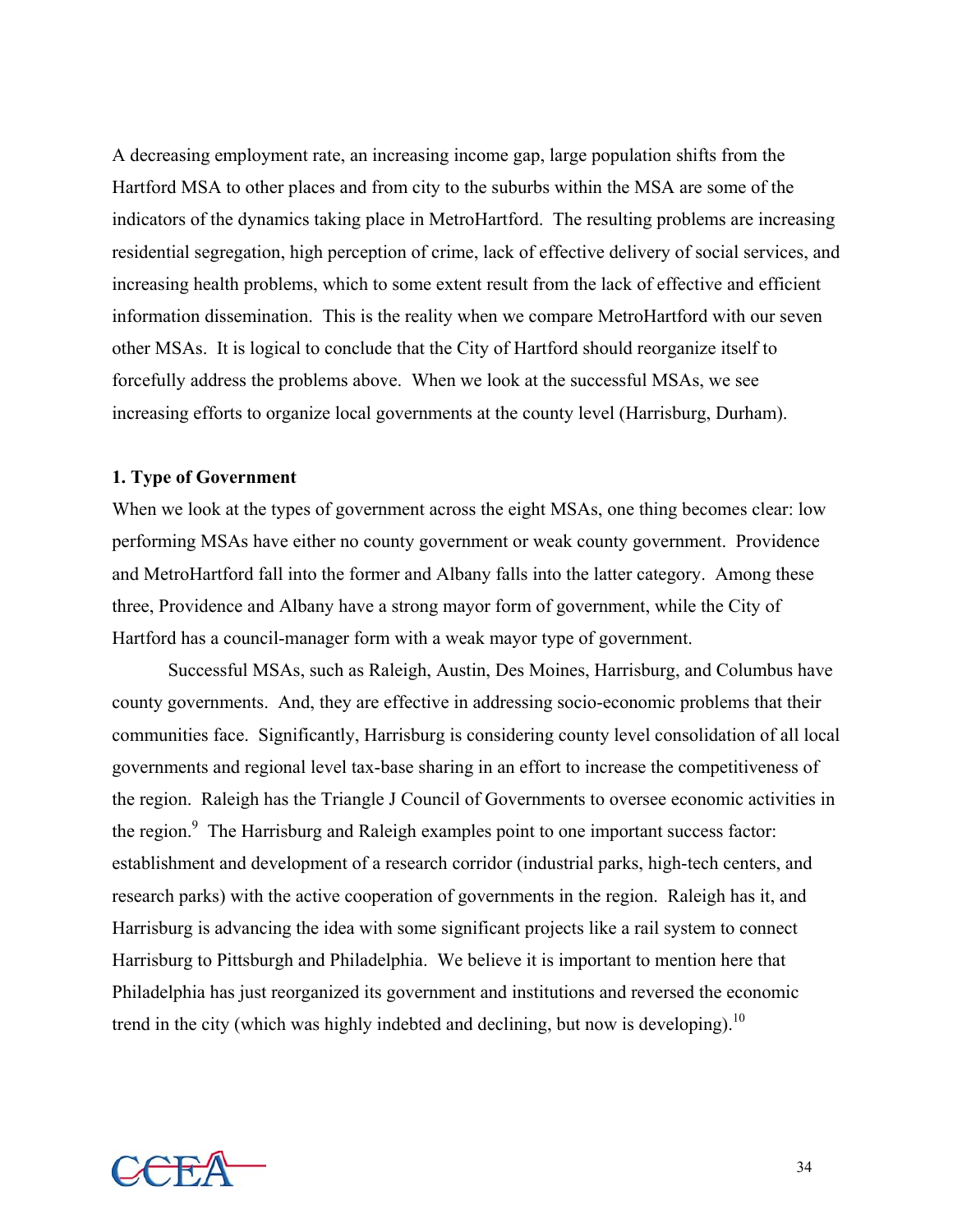A decreasing employment rate, an increasing income gap, large population shifts from the Hartford MSA to other places and from city to the suburbs within the MSA are some of the indicators of the dynamics taking place in MetroHartford. The resulting problems are increasing residential segregation, high perception of crime, lack of effective delivery of social services, and increasing health problems, which to some extent result from the lack of effective and efficient information dissemination. This is the reality when we compare MetroHartford with our seven other MSAs. It is logical to conclude that the City of Hartford should reorganize itself to forcefully address the problems above. When we look at the successful MSAs, we see increasing efforts to organize local governments at the county level (Harrisburg, Durham).

**1. Type of Government**

When we look at the types of government across the eight MSAs, one thing becomes clear: low performing MSAs have either no county government or weak county government. Providence and MetroHartford fall into the former and Albany falls into the latter category. Among these three, Providence and Albany have a strong mayor form of government, while the City of Hartford has a council-manager form with a weak mayor type of government.

Successful MSAs, such as Raleigh, Austin, Des Moines, Harrisburg, and Columbus have county governments. And, they are effective in addressing socio-economic problems that their communities face. Significantly, Harrisburg is considering county level consolidation of all local governments and regional level tax-base sharing in an effort to increase the competitiveness of the region. Raleigh has the Triangle J Council of Governments to oversee economic activities in the region.[9] The Harrisburg and Raleigh examples point to one important success factor: establishment and development of a research corridor (industrial parks, high-tech centers, and research parks) with the active cooperation of governments in the region. Raleigh has it, and Harrisburg is advancing the idea with some significant projects like a rail system to connect Harrisburg to Pittsburgh and Philadelphia. We believe it is important to mention here that Philadelphia has just reorganized its government and institutions and reversed the economic trend in the city (which was highly indebted and declining, but now is developing).[10]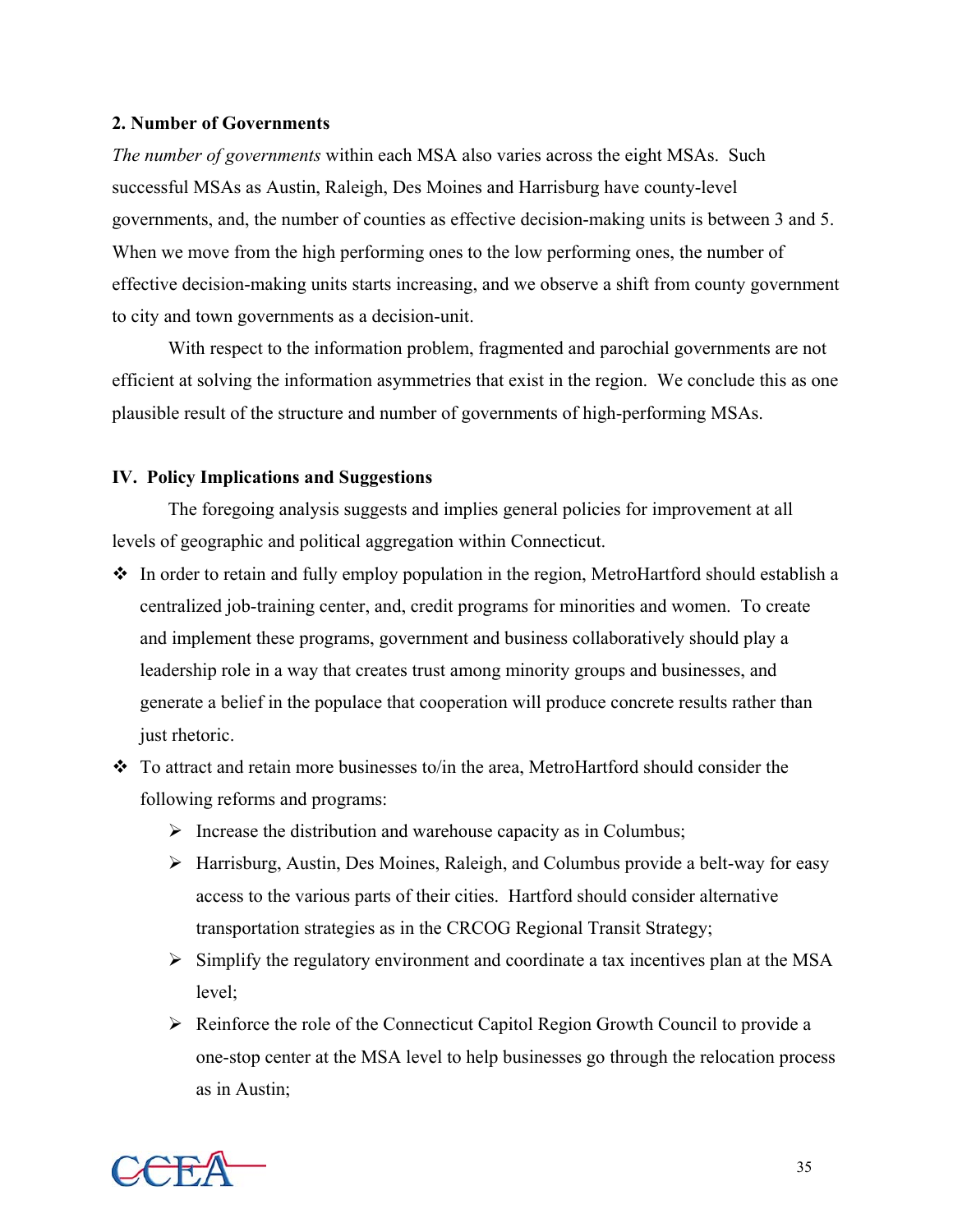**2. Number of Governments**

*The number of governments* within each MSA also varies across the eight MSAs. Such successful MSAs as Austin, Raleigh, Des Moines and Harrisburg have county-level governments, and, the number of counties as effective decision-making units is between 3 and 5. When we move from the high performing ones to the low performing ones, the number of effective decision-making units starts increasing, and we observe a shift from county government to city and town governments as a decision-unit.

With respect to the information problem, fragmented and parochial governments are not efficient at solving the information asymmetries that exist in the region. We conclude this as one plausible result of the structure and number of governments of high-performing MSAs.

## IV. Policy Implications and Suggestions

The foregoing analysis suggests and implies general policies for improvement at all levels of geographic and political aggregation within Connecticut.

- In order to retain and fully employ population in the region, MetroHartford should establish a centralized job-training center, and, credit programs for minorities and women. To create and implement these programs, government and business collaboratively should play a leadership role in a way that creates trust among minority groups and businesses, and generate a belief in the populace that cooperation will produce concrete results rather than just rhetoric.
- To attract and retain more businesses to/in the area, MetroHartford should consider the following reforms and programs:
  - Increase the distribution and warehouse capacity as in Columbus;
  - Harrisburg, Austin, Des Moines, Raleigh, and Columbus provide a belt-way for easy access to the various parts of their cities. Hartford should consider alternative transportation strategies as in the CRCOG Regional Transit Strategy;
  - Simplify the regulatory environment and coordinate a tax incentives plan at the MSA level;
  - Reinforce the role of the Connecticut Capitol Region Growth Council to provide a one-stop center at the MSA level to help businesses go through the relocation process as in Austin;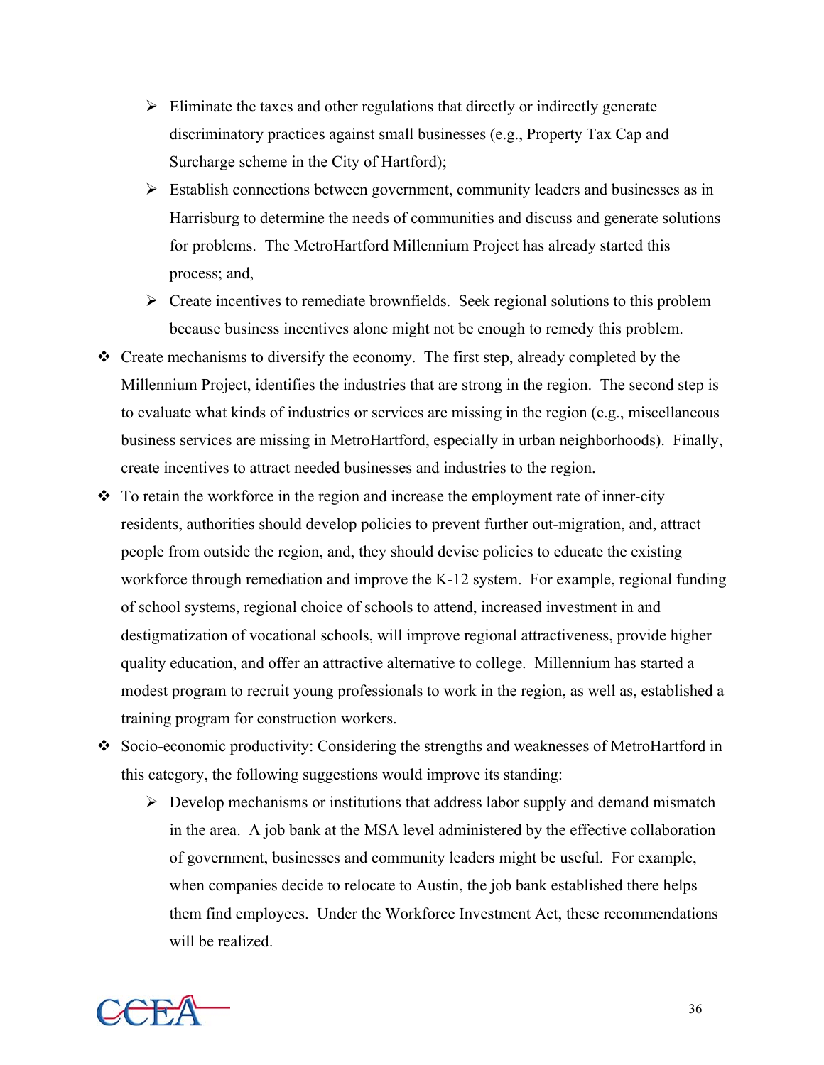- Eliminate the taxes and other regulations that directly or indirectly generate discriminatory practices against small businesses (e.g., Property Tax Cap and Surcharge scheme in the City of Hartford);
    - Establish connections between government, community leaders and businesses as in Harrisburg to determine the needs of communities and discuss and generate solutions for problems. The MetroHartford Millennium Project has already started this process; and,
    - Create incentives to remediate brownfields. Seek regional solutions to this problem because business incentives alone might not be enough to remedy this problem.
- Create mechanisms to diversify the economy. The first step, already completed by the Millennium Project, identifies the industries that are strong in the region. The second step is to evaluate what kinds of industries or services are missing in the region (e.g., miscellaneous business services are missing in MetroHartford, especially in urban neighborhoods). Finally, create incentives to attract needed businesses and industries to the region.
- To retain the workforce in the region and increase the employment rate of inner-city residents, authorities should develop policies to prevent further out-migration, and, attract people from outside the region, and, they should devise policies to educate the existing workforce through remediation and improve the K-12 system. For example, regional funding of school systems, regional choice of schools to attend, increased investment in and destigmatization of vocational schools, will improve regional attractiveness, provide higher quality education, and offer an attractive alternative to college. Millennium has started a modest program to recruit young professionals to work in the region, as well as, established a training program for construction workers.
- Socio-economic productivity: Considering the strengths and weaknesses of MetroHartford in this category, the following suggestions would improve its standing:
    - Develop mechanisms or institutions that address labor supply and demand mismatch in the area. A job bank at the MSA level administered by the effective collaboration of government, businesses and community leaders might be useful. For example, when companies decide to relocate to Austin, the job bank established there helps them find employees. Under the Workforce Investment Act, these recommendations will be realized.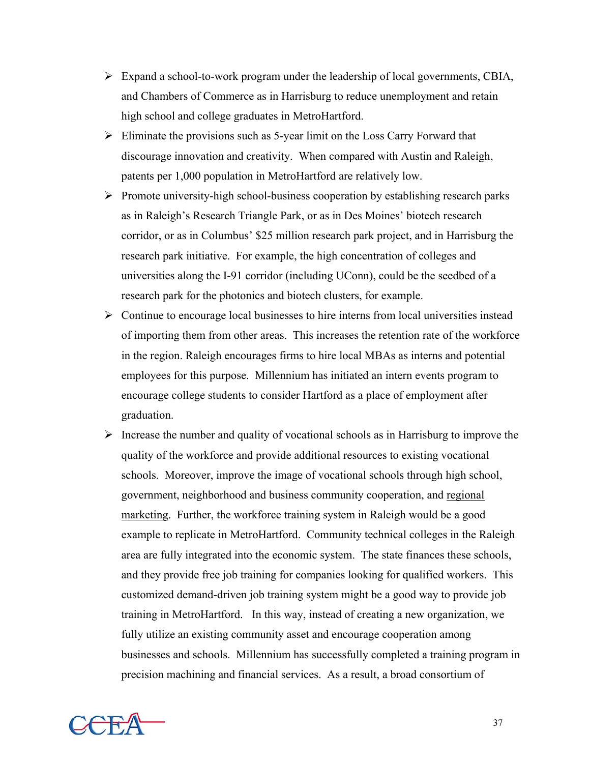- Expand a school-to-work program under the leadership of local governments, CBIA, and Chambers of Commerce as in Harrisburg to reduce unemployment and retain high school and college graduates in MetroHartford.
- Eliminate the provisions such as 5-year limit on the Loss Carry Forward that discourage innovation and creativity. When compared with Austin and Raleigh, patents per 1,000 population in MetroHartford are relatively low.
- Promote university-high school-business cooperation by establishing research parks as in Raleigh's Research Triangle Park, or as in Des Moines' biotech research corridor, or as in Columbus' $25 million research park project, and in Harrisburg the research park initiative. For example, the high concentration of colleges and universities along the I-91 corridor (including UConn), could be the seedbed of a research park for the photonics and biotech clusters, for example.
- Continue to encourage local businesses to hire interns from local universities instead of importing them from other areas. This increases the retention rate of the workforce in the region. Raleigh encourages firms to hire local MBAs as interns and potential employees for this purpose. Millennium has initiated an intern events program to encourage college students to consider Hartford as a place of employment after graduation.
- Increase the number and quality of vocational schools as in Harrisburg to improve the quality of the workforce and provide additional resources to existing vocational schools. Moreover, improve the image of vocational schools through high school, government, neighborhood and business community cooperation, and <u>regional marketing</u>. Further, the workforce training system in Raleigh would be a good example to replicate in MetroHartford. Community technical colleges in the Raleigh area are fully integrated into the economic system. The state finances these schools, and they provide free job training for companies looking for qualified workers. This customized demand-driven job training system might be a good way to provide job training in MetroHartford. In this way, instead of creating a new organization, we fully utilize an existing community asset and encourage cooperation among businesses and schools. Millennium has successfully completed a training program in precision machining and financial services. As a result, a broad consortium of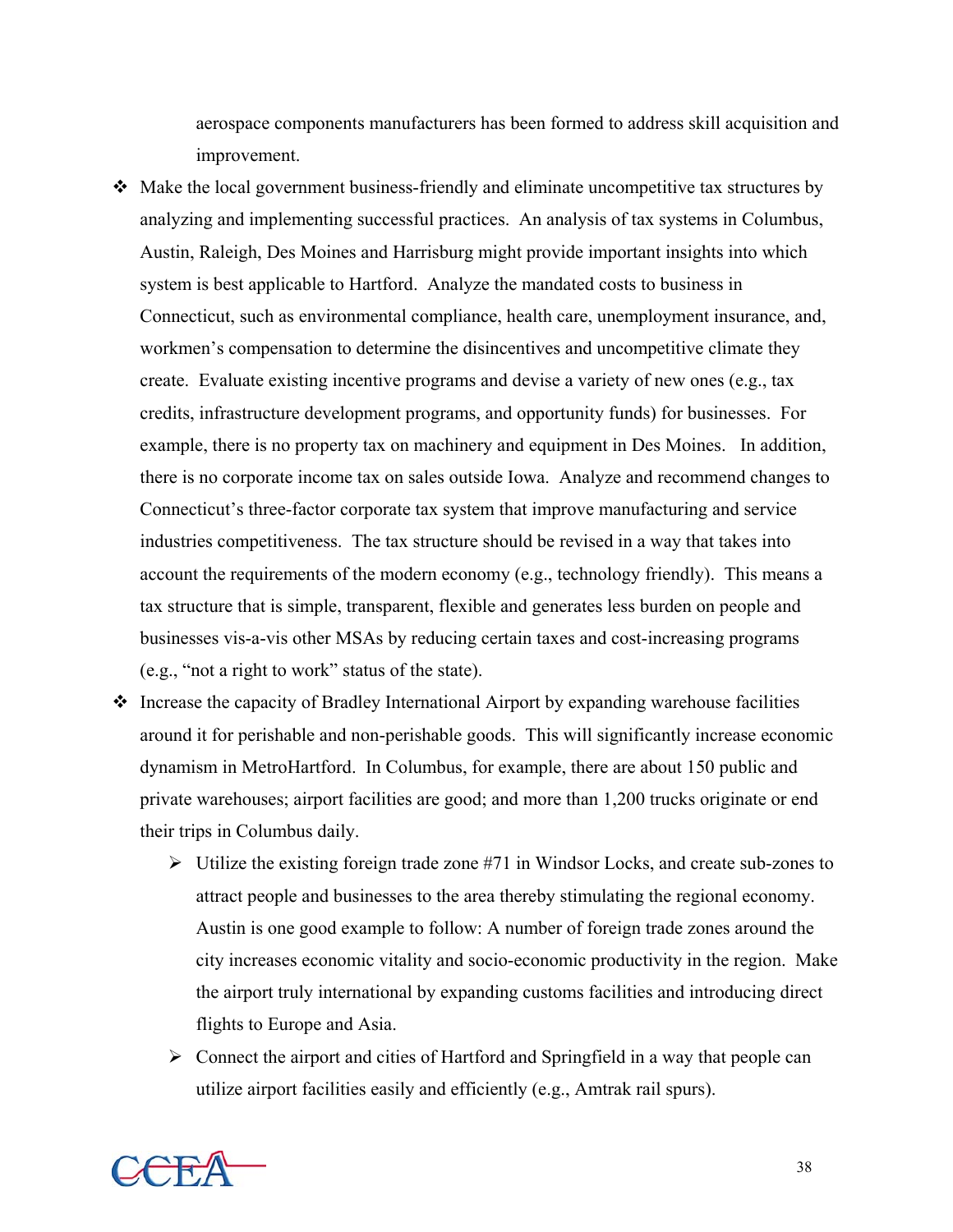aerospace components manufacturers has been formed to address skill acquisition and improvement.

- Make the local government business-friendly and eliminate uncompetitive tax structures by analyzing and implementing successful practices. An analysis of tax systems in Columbus, Austin, Raleigh, Des Moines and Harrisburg might provide important insights into which system is best applicable to Hartford. Analyze the mandated costs to business in Connecticut, such as environmental compliance, health care, unemployment insurance, and, workmen's compensation to determine the disincentives and uncompetitive climate they create. Evaluate existing incentive programs and devise a variety of new ones (e.g., tax credits, infrastructure development programs, and opportunity funds) for businesses. For example, there is no property tax on machinery and equipment in Des Moines. In addition, there is no corporate income tax on sales outside Iowa. Analyze and recommend changes to Connecticut's three-factor corporate tax system that improve manufacturing and service industries competitiveness. The tax structure should be revised in a way that takes into account the requirements of the modern economy (e.g., technology friendly). This means a tax structure that is simple, transparent, flexible and generates less burden on people and businesses vis-a-vis other MSAs by reducing certain taxes and cost-increasing programs (e.g., "not a right to work" status of the state).
- Increase the capacity of Bradley International Airport by expanding warehouse facilities around it for perishable and non-perishable goods. This will significantly increase economic dynamism in MetroHartford. In Columbus, for example, there are about 150 public and private warehouses; airport facilities are good; and more than 1,200 trucks originate or end their trips in Columbus daily.
    - Utilize the existing foreign trade zone #71 in Windsor Locks, and create sub-zones to attract people and businesses to the area thereby stimulating the regional economy. Austin is one good example to follow: A number of foreign trade zones around the city increases economic vitality and socio-economic productivity in the region. Make the airport truly international by expanding customs facilities and introducing direct flights to Europe and Asia.
    - Connect the airport and cities of Hartford and Springfield in a way that people can utilize airport facilities easily and efficiently (e.g., Amtrak rail spurs).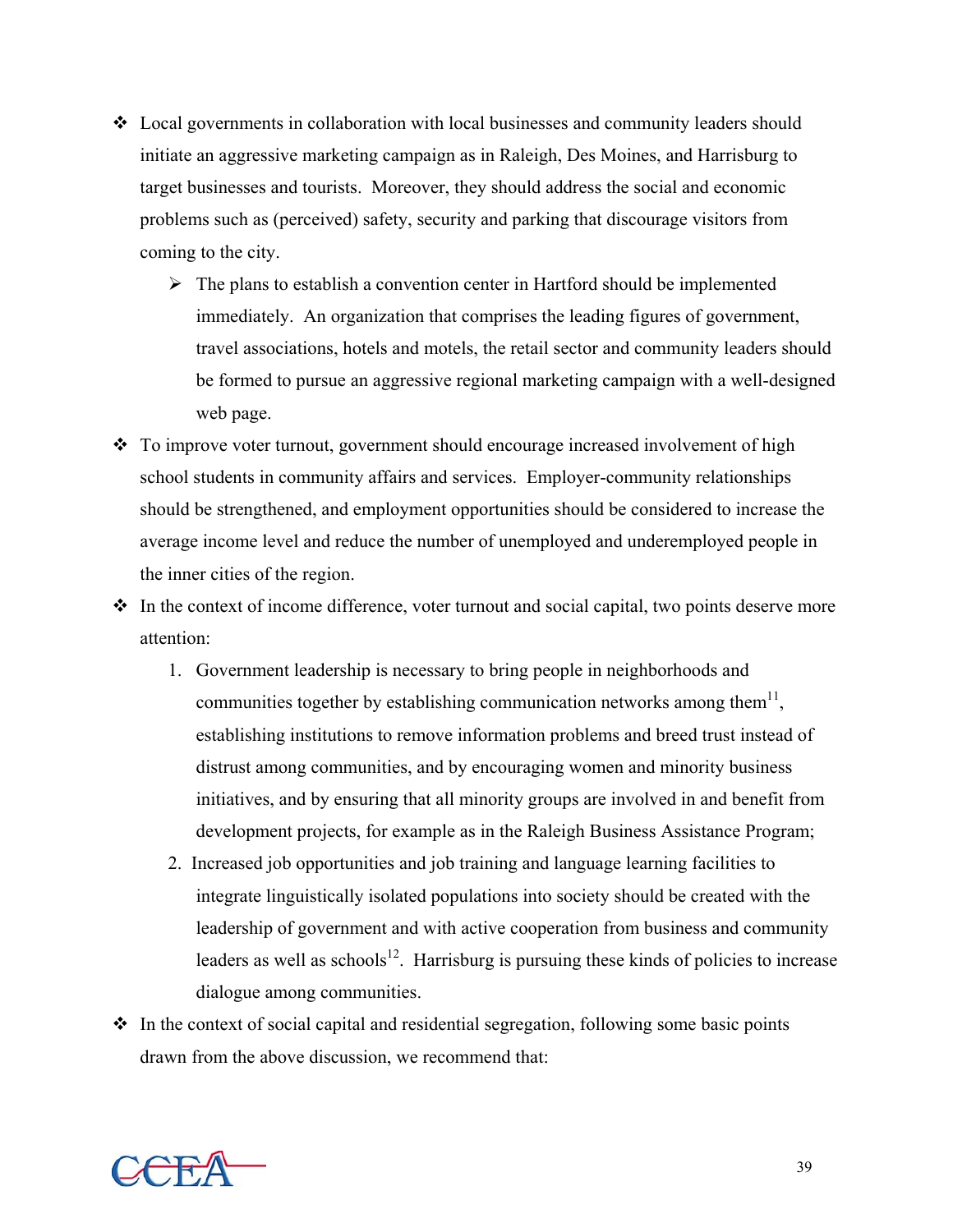- Local governments in collaboration with local businesses and community leaders should initiate an aggressive marketing campaign as in Raleigh, Des Moines, and Harrisburg to target businesses and tourists. Moreover, they should address the social and economic problems such as (perceived) safety, security and parking that discourage visitors from coming to the city.
  - The plans to establish a convention center in Hartford should be implemented immediately. An organization that comprises the leading figures of government, travel associations, hotels and motels, the retail sector and community leaders should be formed to pursue an aggressive regional marketing campaign with a well-designed web page.
- To improve voter turnout, government should encourage increased involvement of high school students in community affairs and services. Employer-community relationships should be strengthened, and employment opportunities should be considered to increase the average income level and reduce the number of unemployed and underemployed people in the inner cities of the region.
- In the context of income difference, voter turnout and social capital, two points deserve more attention:
  1. Government leadership is necessary to bring people in neighborhoods and communities together by establishing communication networks among them[11], establishing institutions to remove information problems and breed trust instead of distrust among communities, and by encouraging women and minority business initiatives, and by ensuring that all minority groups are involved in and benefit from development projects, for example as in the Raleigh Business Assistance Program;
  2. Increased job opportunities and job training and language learning facilities to integrate linguistically isolated populations into society should be created with the leadership of government and with active cooperation from business and community leaders as well as schools[12]. Harrisburg is pursuing these kinds of policies to increase dialogue among communities.
- In the context of social capital and residential segregation, following some basic points drawn from the above discussion, we recommend that: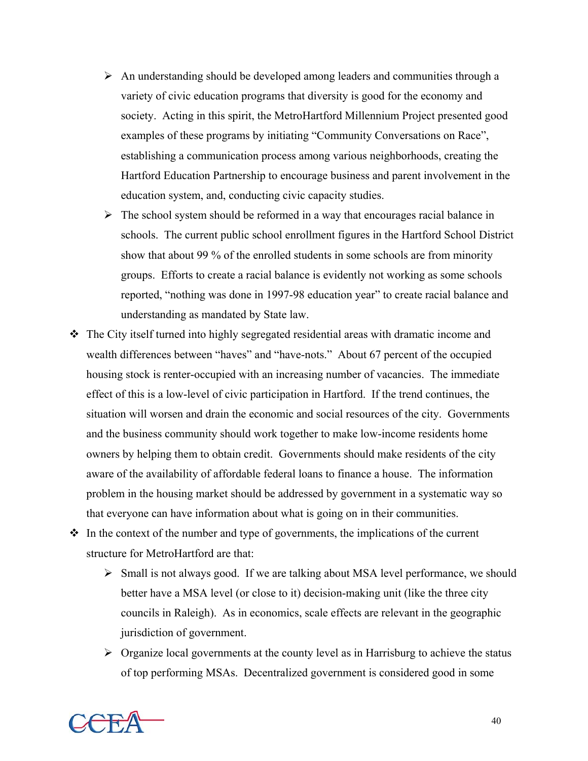- An understanding should be developed among leaders and communities through a variety of civic education programs that diversity is good for the economy and society. Acting in this spirit, the MetroHartford Millennium Project presented good examples of these programs by initiating "Community Conversations on Race", establishing a communication process among various neighborhoods, creating the Hartford Education Partnership to encourage business and parent involvement in the education system, and, conducting civic capacity studies.
- The school system should be reformed in a way that encourages racial balance in schools. The current public school enrollment figures in the Hartford School District show that about 99 % of the enrolled students in some schools are from minority groups. Efforts to create a racial balance is evidently not working as some schools reported, "nothing was done in 1997-98 education year" to create racial balance and understanding as mandated by State law.

- The City itself turned into highly segregated residential areas with dramatic income and wealth differences between "haves" and "have-nots." About 67 percent of the occupied housing stock is renter-occupied with an increasing number of vacancies. The immediate effect of this is a low-level of civic participation in Hartford. If the trend continues, the situation will worsen and drain the economic and social resources of the city. Governments and the business community should work together to make low-income residents home owners by helping them to obtain credit. Governments should make residents of the city aware of the availability of affordable federal loans to finance a house. The information problem in the housing market should be addressed by government in a systematic way so that everyone can have information about what is going on in their communities.
- In the context of the number and type of governments, the implications of the current structure for MetroHartford are that:
  - Small is not always good. If we are talking about MSA level performance, we should better have a MSA level (or close to it) decision-making unit (like the three city councils in Raleigh). As in economics, scale effects are relevant in the geographic jurisdiction of government.
  - Organize local governments at the county level as in Harrisburg to achieve the status of top performing MSAs. Decentralized government is considered good in some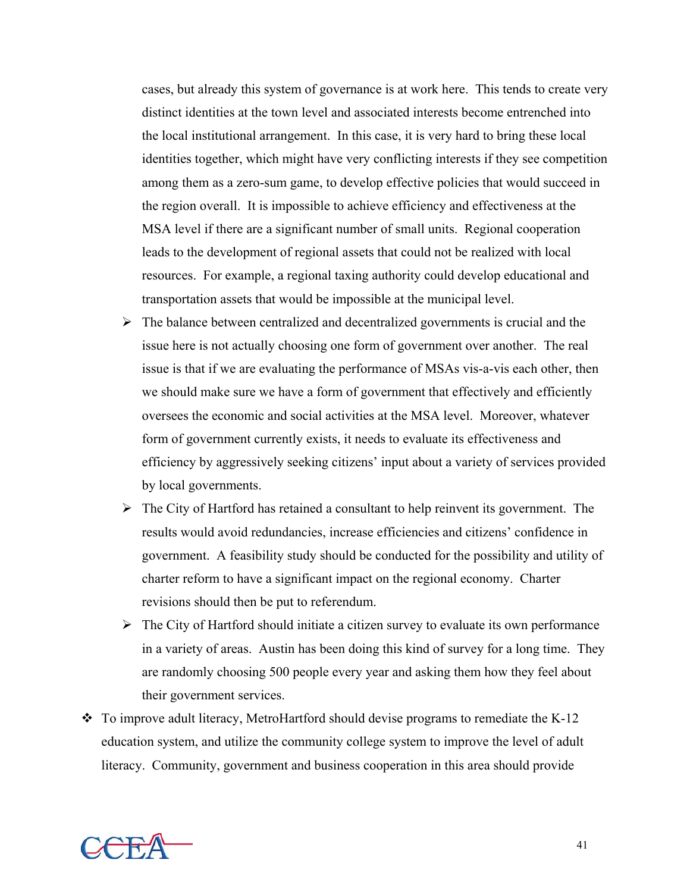cases, but already this system of governance is at work here. This tends to create very distinct identities at the town level and associated interests become entrenched into the local institutional arrangement. In this case, it is very hard to bring these local identities together, which might have very conflicting interests if they see competition among them as a zero-sum game, to develop effective policies that would succeed in the region overall. It is impossible to achieve efficiency and effectiveness at the MSA level if there are a significant number of small units. Regional cooperation leads to the development of regional assets that could not be realized with local resources. For example, a regional taxing authority could develop educational and transportation assets that would be impossible at the municipal level.

- The balance between centralized and decentralized governments is crucial and the issue here is not actually choosing one form of government over another. The real issue is that if we are evaluating the performance of MSAs vis-a-vis each other, then we should make sure we have a form of government that effectively and efficiently oversees the economic and social activities at the MSA level. Moreover, whatever form of government currently exists, it needs to evaluate its effectiveness and efficiency by aggressively seeking citizens' input about a variety of services provided by local governments.
- The City of Hartford has retained a consultant to help reinvent its government. The results would avoid redundancies, increase efficiencies and citizens' confidence in government. A feasibility study should be conducted for the possibility and utility of charter reform to have a significant impact on the regional economy. Charter revisions should then be put to referendum.
- The City of Hartford should initiate a citizen survey to evaluate its own performance in a variety of areas. Austin has been doing this kind of survey for a long time. They are randomly choosing 500 people every year and asking them how they feel about their government services.

- To improve adult literacy, MetroHartford should devise programs to remediate the K-12 education system, and utilize the community college system to improve the level of adult literacy. Community, government and business cooperation in this area should provide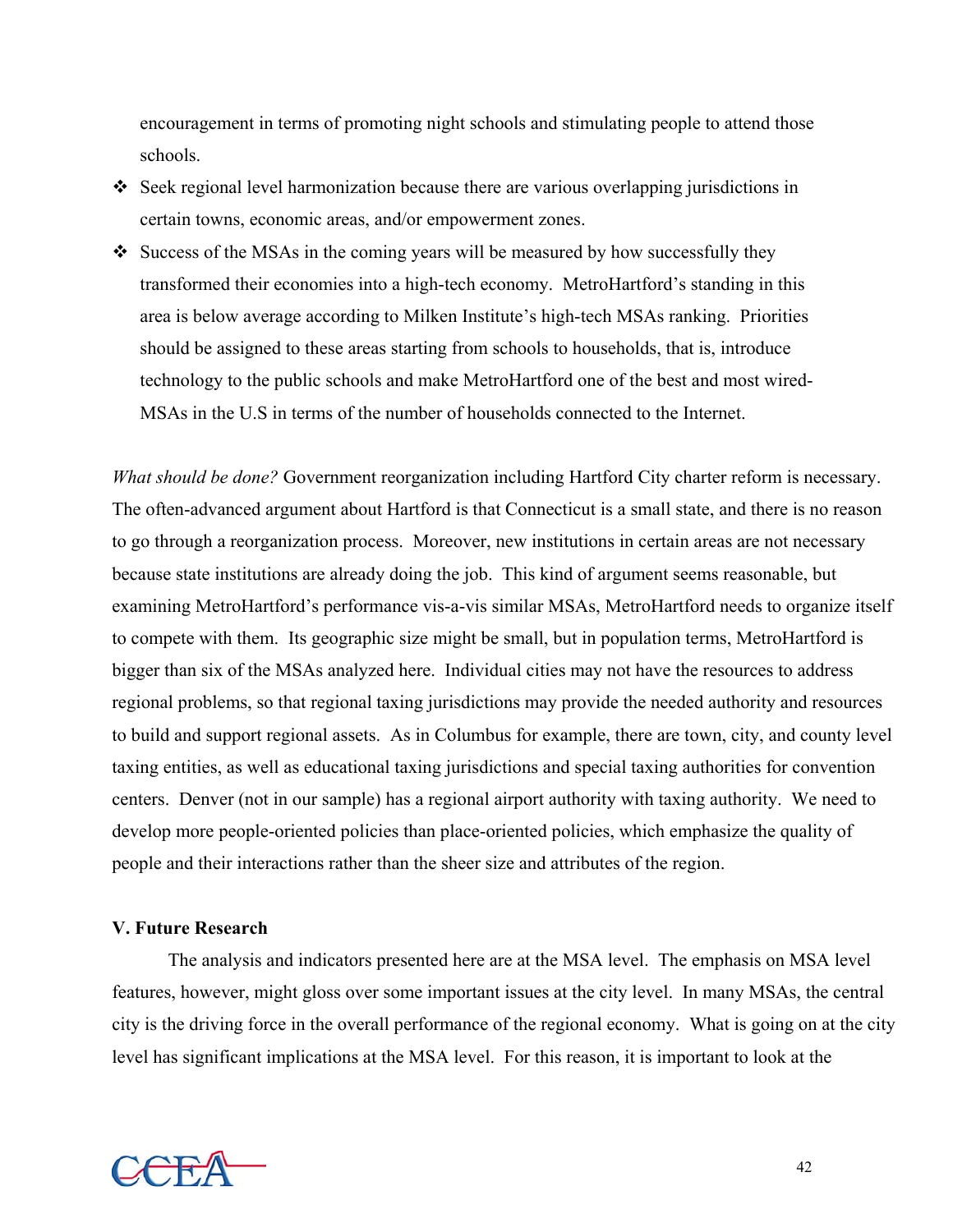encouragement in terms of promoting night schools and stimulating people to attend those schools.

- Seek regional level harmonization because there are various overlapping jurisdictions in certain towns, economic areas, and/or empowerment zones.
- Success of the MSAs in the coming years will be measured by how successfully they transformed their economies into a high-tech economy. MetroHartford's standing in this area is below average according to Milken Institute's high-tech MSAs ranking. Priorities should be assigned to these areas starting from schools to households, that is, introduce technology to the public schools and make MetroHartford one of the best and most wired-MSAs in the U.S in terms of the number of households connected to the Internet.

*What should be done?* Government reorganization including Hartford City charter reform is necessary. The often-advanced argument about Hartford is that Connecticut is a small state, and there is no reason to go through a reorganization process. Moreover, new institutions in certain areas are not necessary because state institutions are already doing the job. This kind of argument seems reasonable, but examining MetroHartford's performance vis-a-vis similar MSAs, MetroHartford needs to organize itself to compete with them. Its geographic size might be small, but in population terms, MetroHartford is bigger than six of the MSAs analyzed here. Individual cities may not have the resources to address regional problems, so that regional taxing jurisdictions may provide the needed authority and resources to build and support regional assets. As in Columbus for example, there are town, city, and county level taxing entities, as well as educational taxing jurisdictions and special taxing authorities for convention centers. Denver (not in our sample) has a regional airport authority with taxing authority. We need to develop more people-oriented policies than place-oriented policies, which emphasize the quality of people and their interactions rather than the sheer size and attributes of the region.

## V. Future Research

The analysis and indicators presented here are at the MSA level. The emphasis on MSA level features, however, might gloss over some important issues at the city level. In many MSAs, the central city is the driving force in the overall performance of the regional economy. What is going on at the city level has significant implications at the MSA level. For this reason, it is important to look at the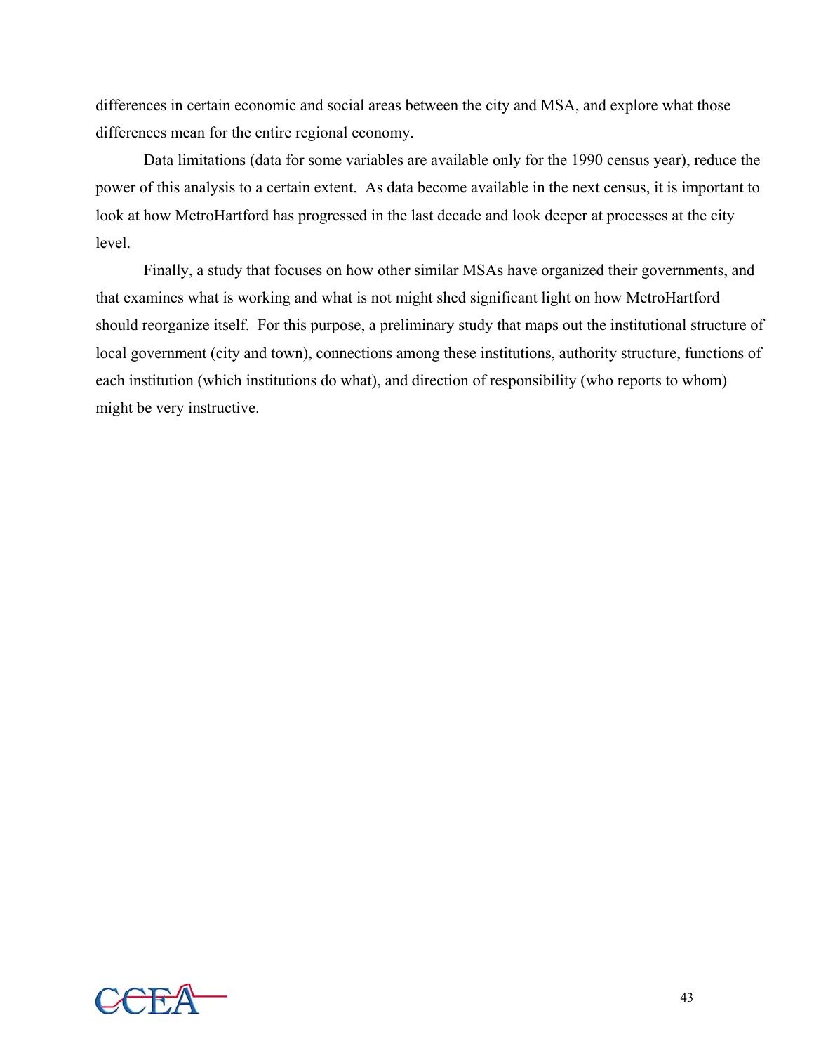differences in certain economic and social areas between the city and MSA, and explore what those differences mean for the entire regional economy.

Data limitations (data for some variables are available only for the 1990 census year), reduce the power of this analysis to a certain extent. As data become available in the next census, it is important to look at how MetroHartford has progressed in the last decade and look deeper at processes at the city level.

Finally, a study that focuses on how other similar MSAs have organized their governments, and that examines what is working and what is not might shed significant light on how MetroHartford should reorganize itself. For this purpose, a preliminary study that maps out the institutional structure of local government (city and town), connections among these institutions, authority structure, functions of each institution (which institutions do what), and direction of responsibility (who reports to whom) might be very instructive.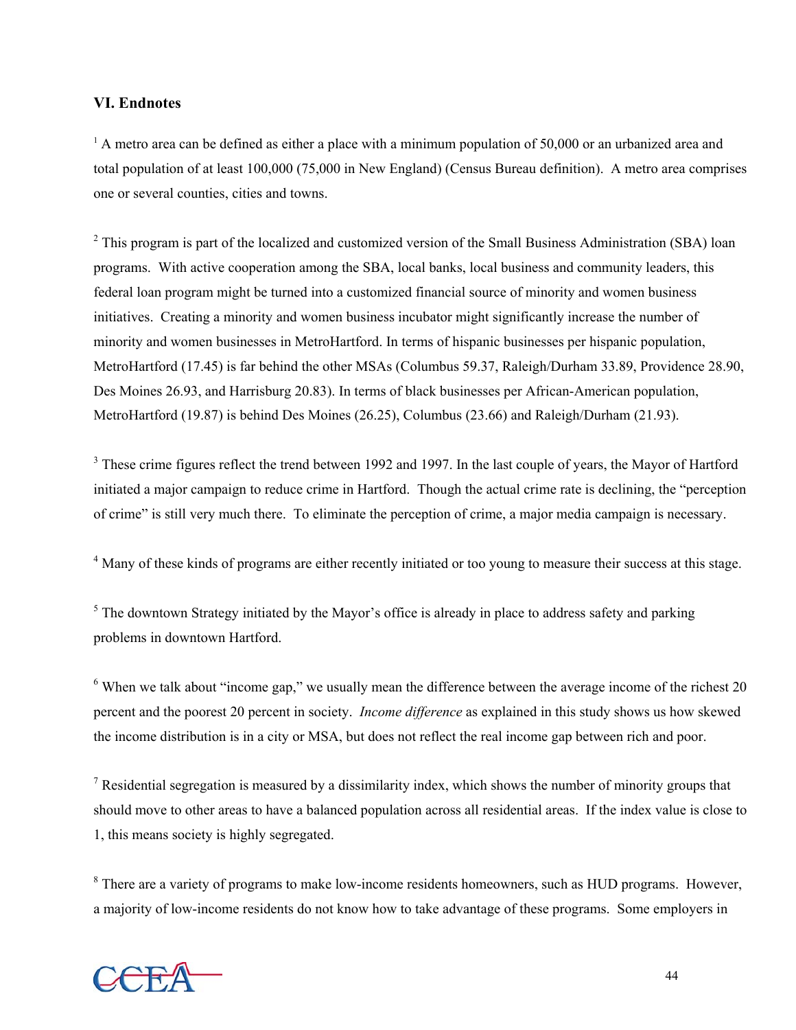## VI. Endnotes

[1] A metro area can be defined as either a place with a minimum population of 50,000 or an urbanized area and total population of at least 100,000 (75,000 in New England) (Census Bureau definition). A metro area comprises one or several counties, cities and towns.

[2] This program is part of the localized and customized version of the Small Business Administration (SBA) loan programs. With active cooperation among the SBA, local banks, local business and community leaders, this federal loan program might be turned into a customized financial source of minority and women business initiatives. Creating a minority and women business incubator might significantly increase the number of minority and women businesses in MetroHartford. In terms of hispanic businesses per hispanic population, MetroHartford (17.45) is far behind the other MSAs (Columbus 59.37, Raleigh/Durham 33.89, Providence 28.90, Des Moines 26.93, and Harrisburg 20.83). In terms of black businesses per African-American population, MetroHartford (19.87) is behind Des Moines (26.25), Columbus (23.66) and Raleigh/Durham (21.93).

[3] These crime figures reflect the trend between 1992 and 1997. In the last couple of years, the Mayor of Hartford initiated a major campaign to reduce crime in Hartford. Though the actual crime rate is declining, the "perception of crime" is still very much there. To eliminate the perception of crime, a major media campaign is necessary.

[4] Many of these kinds of programs are either recently initiated or too young to measure their success at this stage.

[5] The downtown Strategy initiated by the Mayor's office is already in place to address safety and parking problems in downtown Hartford.

[6] When we talk about "income gap," we usually mean the difference between the average income of the richest 20 percent and the poorest 20 percent in society. *Income difference* as explained in this study shows us how skewed the income distribution is in a city or MSA, but does not reflect the real income gap between rich and poor.

[7] Residential segregation is measured by a dissimilarity index, which shows the number of minority groups that should move to other areas to have a balanced population across all residential areas. If the index value is close to 1, this means society is highly segregated.

[8] There are a variety of programs to make low-income residents homeowners, such as HUD programs. However, a majority of low-income residents do not know how to take advantage of these programs. Some employers in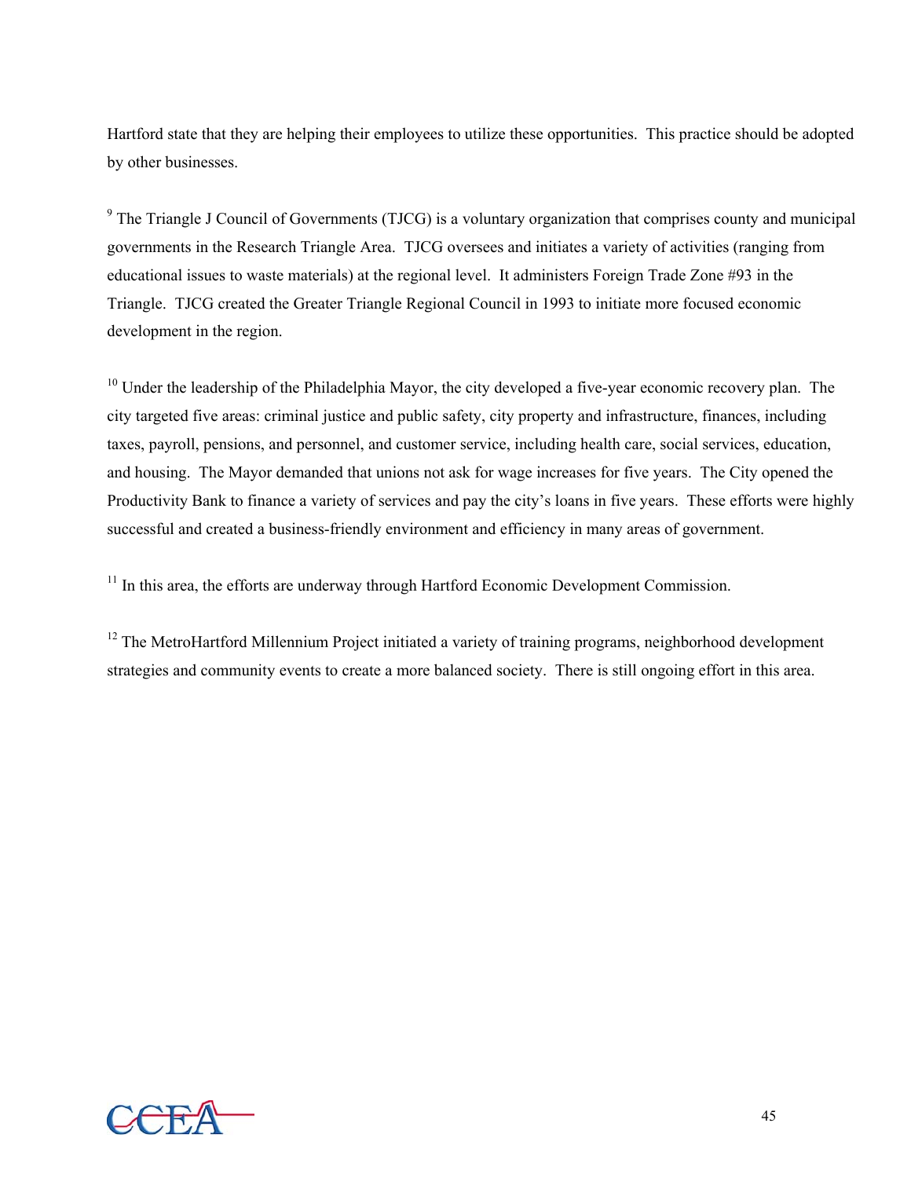Hartford state that they are helping their employees to utilize these opportunities. This practice should be adopted by other businesses.

[9] The Triangle J Council of Governments (TJCG) is a voluntary organization that comprises county and municipal governments in the Research Triangle Area. TJCG oversees and initiates a variety of activities (ranging from educational issues to waste materials) at the regional level. It administers Foreign Trade Zone #93 in the Triangle. TJCG created the Greater Triangle Regional Council in 1993 to initiate more focused economic development in the region.

[10] Under the leadership of the Philadelphia Mayor, the city developed a five-year economic recovery plan. The city targeted five areas: criminal justice and public safety, city property and infrastructure, finances, including taxes, payroll, pensions, and personnel, and customer service, including health care, social services, education, and housing. The Mayor demanded that unions not ask for wage increases for five years. The City opened the Productivity Bank to finance a variety of services and pay the city's loans in five years. These efforts were highly successful and created a business-friendly environment and efficiency in many areas of government.

[11] In this area, the efforts are underway through Hartford Economic Development Commission.

[12] The MetroHartford Millennium Project initiated a variety of training programs, neighborhood development strategies and community events to create a more balanced society. There is still ongoing effort in this area.